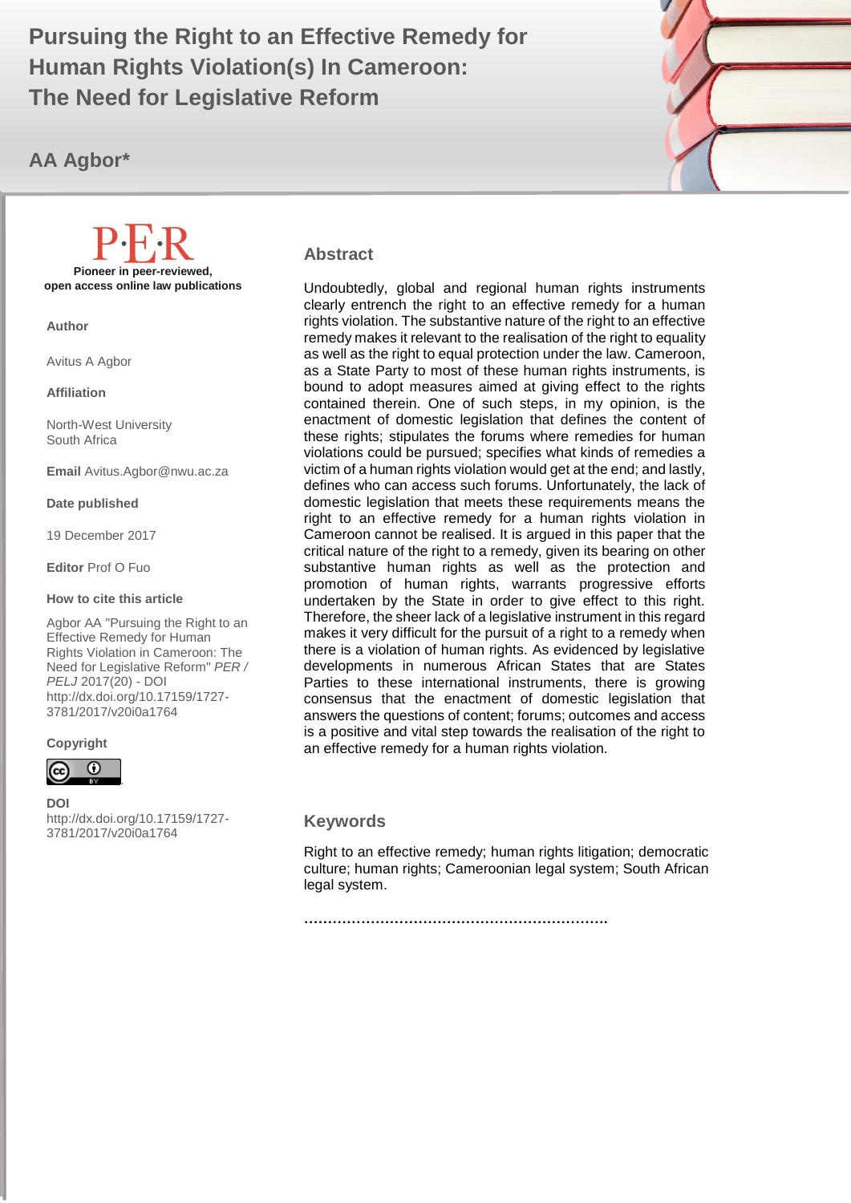# Pursuing the Right to an Effective Remedy for Human Rights Violation(s) In Cameroon: The Need for Legislative Reform

## AA Agbor*

P·E·R

**Pioneer in peer-reviewed, open access online law publications**

**Author**

Avitus A Agbor

**Affiliation**

North-West University
South Africa

**Email** Avitus.Agbor@nwu.ac.za

**Date published**

19 December 2017

**Editor** Prof O Fuo

**How to cite this article**

Agbor AA "Pursuing the Right to an Effective Remedy for Human Rights Violation in Cameroon: The Need for Legislative Reform" *PER / PELJ* 2017(20) - DOI http://dx.doi.org/10.17159/1727-3781/2017/v20i0a1764

**Copyright**

**DOI**
http://dx.doi.org/10.17159/1727-3781/2017/v20i0a1764

### Abstract

Undoubtedly, global and regional human rights instruments clearly entrench the right to an effective remedy for a human rights violation. The substantive nature of the right to an effective remedy makes it relevant to the realisation of the right to equality as well as the right to equal protection under the law. Cameroon, as a State Party to most of these human rights instruments, is bound to adopt measures aimed at giving effect to the rights contained therein. One of such steps, in my opinion, is the enactment of domestic legislation that defines the content of these rights; stipulates the forums where remedies for human violations could be pursued; specifies what kinds of remedies a victim of a human rights violation would get at the end; and lastly, defines who can access such forums. Unfortunately, the lack of domestic legislation that meets these requirements means the right to an effective remedy for a human rights violation in Cameroon cannot be realised. It is argued in this paper that the critical nature of the right to a remedy, given its bearing on other substantive human rights as well as the protection and promotion of human rights, warrants progressive efforts undertaken by the State in order to give effect to this right. Therefore, the sheer lack of a legislative instrument in this regard makes it very difficult for the pursuit of a right to a remedy when there is a violation of human rights. As evidenced by legislative developments in numerous African States that are States Parties to these international instruments, there is growing consensus that the enactment of domestic legislation that answers the questions of content; forums; outcomes and access is a positive and vital step towards the realisation of the right to an effective remedy for a human rights violation.

### Keywords

Right to an effective remedy; human rights litigation; democratic culture; human rights; Cameroonian legal system; South African legal system.

……………………………………………………….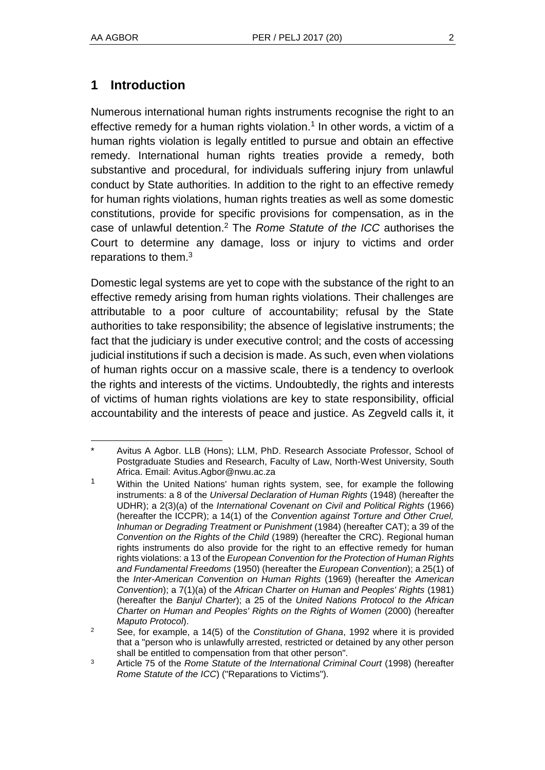## 1 Introduction

Numerous international human rights instruments recognise the right to an effective remedy for a human rights violation.[1] In other words, a victim of a human rights violation is legally entitled to pursue and obtain an effective remedy. International human rights treaties provide a remedy, both substantive and procedural, for individuals suffering injury from unlawful conduct by State authorities. In addition to the right to an effective remedy for human rights violations, human rights treaties as well as some domestic constitutions, provide for specific provisions for compensation, as in the case of unlawful detention.[2] The *Rome Statute of the ICC* authorises the Court to determine any damage, loss or injury to victims and order reparations to them.[3]

Domestic legal systems are yet to cope with the substance of the right to an effective remedy arising from human rights violations. Their challenges are attributable to a poor culture of accountability; refusal by the State authorities to take responsibility; the absence of legislative instruments; the fact that the judiciary is under executive control; and the costs of accessing judicial institutions if such a decision is made. As such, even when violations of human rights occur on a massive scale, there is a tendency to overlook the rights and interests of the victims. Undoubtedly, the rights and interests of victims of human rights violations are key to state responsibility, official accountability and the interests of peace and justice. As Zegveld calls it, it

---

\* Avitus A Agbor. LLB (Hons); LLM, PhD. Research Associate Professor, School of Postgraduate Studies and Research, Faculty of Law, North-West University, South Africa. Email: Avitus.Agbor@nwu.ac.za

[1] Within the United Nations' human rights system, see, for example the following instruments: a 8 of the *Universal Declaration of Human Rights* (1948) (hereafter the UDHR); a 2(3)(a) of the *International Covenant on Civil and Political Rights* (1966) (hereafter the ICCPR); a 14(1) of the *Convention against Torture and Other Cruel, Inhuman or Degrading Treatment or Punishment* (1984) (hereafter CAT); a 39 of the *Convention on the Rights of the Child* (1989) (hereafter the CRC). Regional human rights instruments do also provide for the right to an effective remedy for human rights violations: a 13 of the *European Convention for the Protection of Human Rights and Fundamental Freedoms* (1950) (hereafter the *European Convention*); a 25(1) of the *Inter-American Convention on Human Rights* (1969) (hereafter the *American Convention*); a 7(1)(a) of the *African Charter on Human and Peoples' Rights* (1981) (hereafter the *Banjul Charter*); a 25 of the *United Nations Protocol to the African Charter on Human and Peoples' Rights on the Rights of Women* (2000) (hereafter *Maputo Protocol*).

[2] See, for example, a 14(5) of the *Constitution of Ghana*, 1992 where it is provided that a "person who is unlawfully arrested, restricted or detained by any other person shall be entitled to compensation from that other person".

[3] Article 75 of the *Rome Statute of the International Criminal Court* (1998) (hereafter *Rome Statute of the ICC*) ("Reparations to Victims").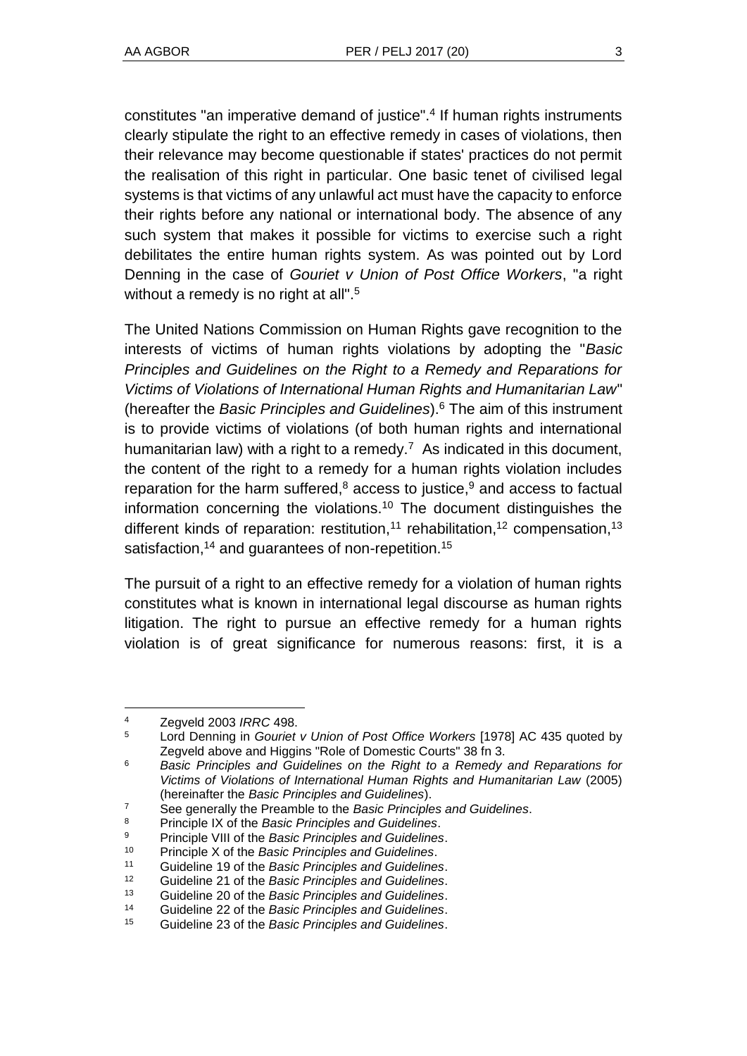constitutes "an imperative demand of justice".[4] If human rights instruments clearly stipulate the right to an effective remedy in cases of violations, then their relevance may become questionable if states' practices do not permit the realisation of this right in particular. One basic tenet of civilised legal systems is that victims of any unlawful act must have the capacity to enforce their rights before any national or international body. The absence of any such system that makes it possible for victims to exercise such a right debilitates the entire human rights system. As was pointed out by Lord Denning in the case of *Gouriet v Union of Post Office Workers*, "a right without a remedy is no right at all".[5]

The United Nations Commission on Human Rights gave recognition to the interests of victims of human rights violations by adopting the "*Basic Principles and Guidelines on the Right to a Remedy and Reparations for Victims of Violations of International Human Rights and Humanitarian Law*" (hereafter the *Basic Principles and Guidelines*).[6] The aim of this instrument is to provide victims of violations (of both human rights and international humanitarian law) with a right to a remedy.[7] As indicated in this document, the content of the right to a remedy for a human rights violation includes reparation for the harm suffered,[8] access to justice,[9] and access to factual information concerning the violations.[10] The document distinguishes the different kinds of reparation: restitution,[11] rehabilitation,[12] compensation,[13] satisfaction,[14] and guarantees of non-repetition.[15]

The pursuit of a right to an effective remedy for a violation of human rights constitutes what is known in international legal discourse as human rights litigation. The right to pursue an effective remedy for a human rights violation is of great significance for numerous reasons: first, it is a

---

[4] Zegveld 2003 *IRRC* 498.

[5] Lord Denning in *Gouriet v Union of Post Office Workers* [1978] AC 435 quoted by Zegveld above and Higgins "Role of Domestic Courts" 38 fn 3.

[6] *Basic Principles and Guidelines on the Right to a Remedy and Reparations for Victims of Violations of International Human Rights and Humanitarian Law* (2005) (hereinafter the *Basic Principles and Guidelines*).

[7] See generally the Preamble to the *Basic Principles and Guidelines*.

[8] Principle IX of the *Basic Principles and Guidelines*.

[9] Principle VIII of the *Basic Principles and Guidelines*.

[10] Principle X of the *Basic Principles and Guidelines*.

[11] Guideline 19 of the *Basic Principles and Guidelines*.

[12] Guideline 21 of the *Basic Principles and Guidelines*.

[13] Guideline 20 of the *Basic Principles and Guidelines*.

[14] Guideline 22 of the *Basic Principles and Guidelines*.

[15] Guideline 23 of the *Basic Principles and Guidelines*.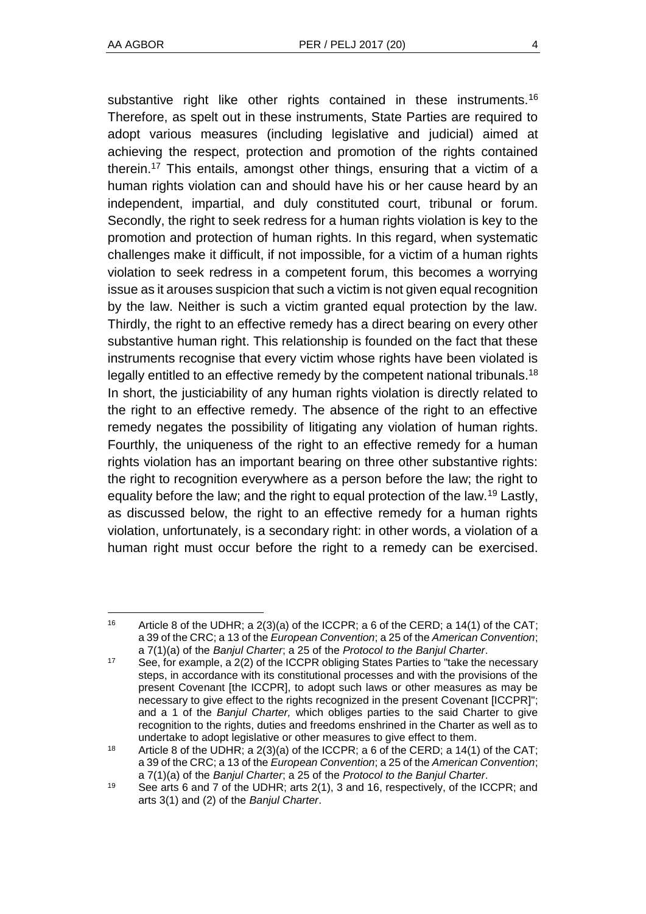substantive right like other rights contained in these instruments.[16] Therefore, as spelt out in these instruments, State Parties are required to adopt various measures (including legislative and judicial) aimed at achieving the respect, protection and promotion of the rights contained therein.[17] This entails, amongst other things, ensuring that a victim of a human rights violation can and should have his or her cause heard by an independent, impartial, and duly constituted court, tribunal or forum. Secondly, the right to seek redress for a human rights violation is key to the promotion and protection of human rights. In this regard, when systematic challenges make it difficult, if not impossible, for a victim of a human rights violation to seek redress in a competent forum, this becomes a worrying issue as it arouses suspicion that such a victim is not given equal recognition by the law. Neither is such a victim granted equal protection by the law. Thirdly, the right to an effective remedy has a direct bearing on every other substantive human right. This relationship is founded on the fact that these instruments recognise that every victim whose rights have been violated is legally entitled to an effective remedy by the competent national tribunals.[18] In short, the justiciability of any human rights violation is directly related to the right to an effective remedy. The absence of the right to an effective remedy negates the possibility of litigating any violation of human rights. Fourthly, the uniqueness of the right to an effective remedy for a human rights violation has an important bearing on three other substantive rights: the right to recognition everywhere as a person before the law; the right to equality before the law; and the right to equal protection of the law.[19] Lastly, as discussed below, the right to an effective remedy for a human rights violation, unfortunately, is a secondary right: in other words, a violation of a human right must occur before the right to a remedy can be exercised.

---

16 Article 8 of the UDHR; a 2(3)(a) of the ICCPR; a 6 of the CERD; a 14(1) of the CAT; a 39 of the CRC; a 13 of the *European Convention*; a 25 of the *American Convention*; a 7(1)(a) of the *Banjul Charter*; a 25 of the *Protocol to the Banjul Charter*.

17 See, for example, a 2(2) of the ICCPR obliging States Parties to "take the necessary steps, in accordance with its constitutional processes and with the provisions of the present Covenant [the ICCPR], to adopt such laws or other measures as may be necessary to give effect to the rights recognized in the present Covenant [ICCPR]"; and a 1 of the *Banjul Charter*, which obliges parties to the said Charter to give recognition to the rights, duties and freedoms enshrined in the Charter as well as to undertake to adopt legislative or other measures to give effect to them.

18 Article 8 of the UDHR; a 2(3)(a) of the ICCPR; a 6 of the CERD; a 14(1) of the CAT; a 39 of the CRC; a 13 of the *European Convention*; a 25 of the *American Convention*; a 7(1)(a) of the *Banjul Charter*; a 25 of the *Protocol to the Banjul Charter*.

19 See arts 6 and 7 of the UDHR; arts 2(1), 3 and 16, respectively, of the ICCPR; and arts 3(1) and (2) of the *Banjul Charter*.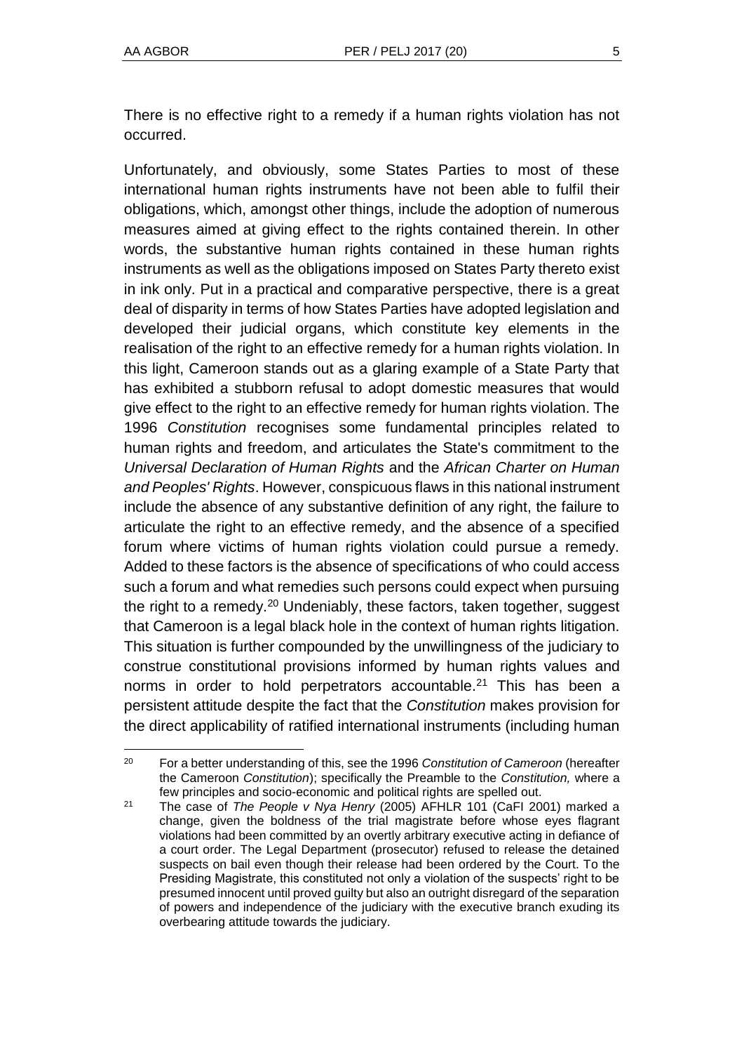There is no effective right to a remedy if a human rights violation has not occurred.

Unfortunately, and obviously, some States Parties to most of these international human rights instruments have not been able to fulfil their obligations, which, amongst other things, include the adoption of numerous measures aimed at giving effect to the rights contained therein. In other words, the substantive human rights contained in these human rights instruments as well as the obligations imposed on States Party thereto exist in ink only. Put in a practical and comparative perspective, there is a great deal of disparity in terms of how States Parties have adopted legislation and developed their judicial organs, which constitute key elements in the realisation of the right to an effective remedy for a human rights violation. In this light, Cameroon stands out as a glaring example of a State Party that has exhibited a stubborn refusal to adopt domestic measures that would give effect to the right to an effective remedy for human rights violation. The 1996 *Constitution* recognises some fundamental principles related to human rights and freedom, and articulates the State's commitment to the *Universal Declaration of Human Rights* and the *African Charter on Human and Peoples' Rights*. However, conspicuous flaws in this national instrument include the absence of any substantive definition of any right, the failure to articulate the right to an effective remedy, and the absence of a specified forum where victims of human rights violation could pursue a remedy. Added to these factors is the absence of specifications of who could access such a forum and what remedies such persons could expect when pursuing the right to a remedy.[20] Undeniably, these factors, taken together, suggest that Cameroon is a legal black hole in the context of human rights litigation. This situation is further compounded by the unwillingness of the judiciary to construe constitutional provisions informed by human rights values and norms in order to hold perpetrators accountable.[21] This has been a persistent attitude despite the fact that the *Constitution* makes provision for the direct applicability of ratified international instruments (including human

---

[20] For a better understanding of this, see the 1996 *Constitution of Cameroon* (hereafter the Cameroon *Constitution*); specifically the Preamble to the *Constitution,* where a few principles and socio-economic and political rights are spelled out.

[21] The case of *The People v Nya Henry* (2005) AFHLR 101 (CaFI 2001) marked a change, given the boldness of the trial magistrate before whose eyes flagrant violations had been committed by an overtly arbitrary executive acting in defiance of a court order. The Legal Department (prosecutor) refused to release the detained suspects on bail even though their release had been ordered by the Court. To the Presiding Magistrate, this constituted not only a violation of the suspects' right to be presumed innocent until proved guilty but also an outright disregard of the separation of powers and independence of the judiciary with the executive branch exuding its overbearing attitude towards the judiciary.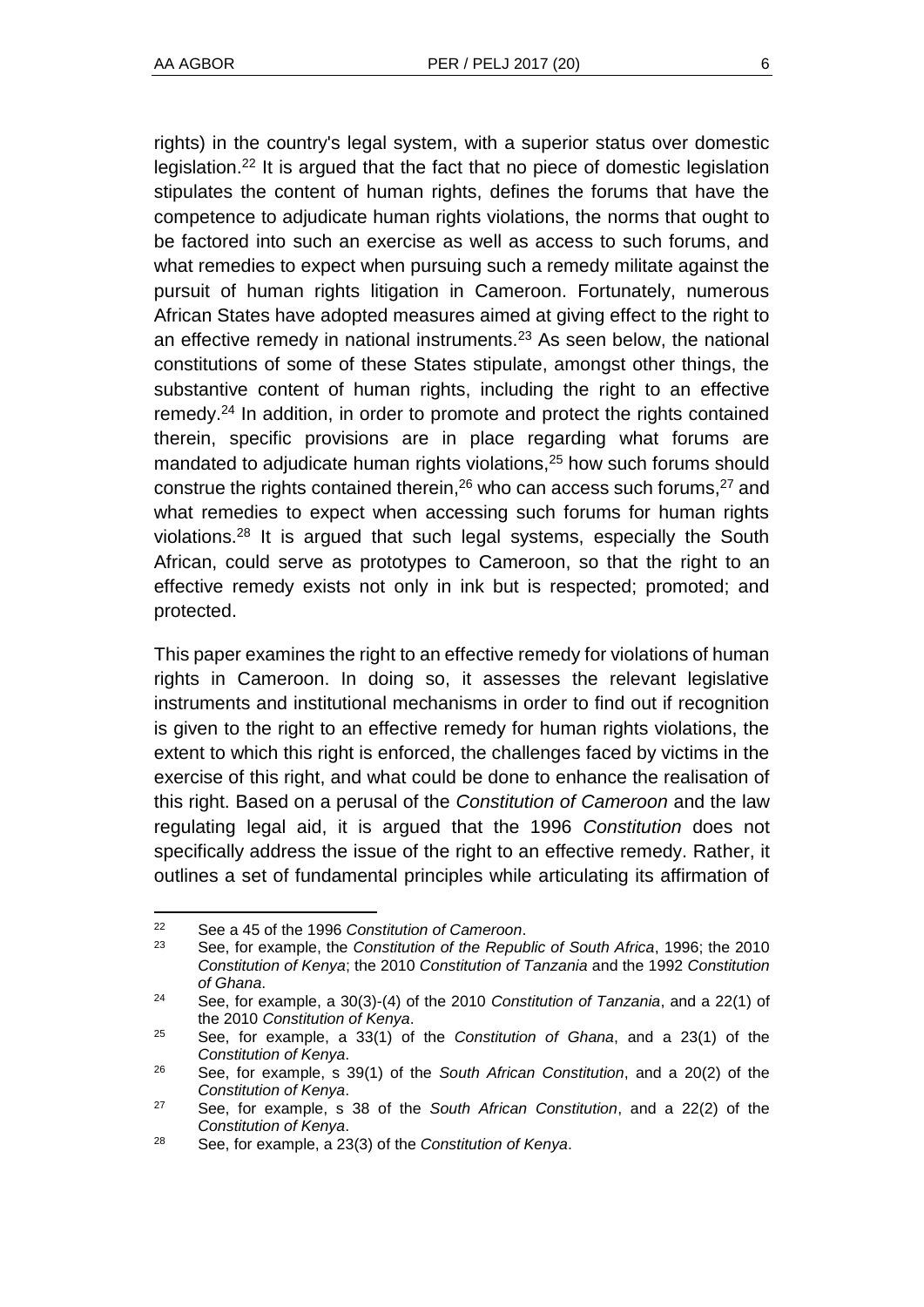rights) in the country's legal system, with a superior status over domestic legislation.[22] It is argued that the fact that no piece of domestic legislation stipulates the content of human rights, defines the forums that have the competence to adjudicate human rights violations, the norms that ought to be factored into such an exercise as well as access to such forums, and what remedies to expect when pursuing such a remedy militate against the pursuit of human rights litigation in Cameroon. Fortunately, numerous African States have adopted measures aimed at giving effect to the right to an effective remedy in national instruments.[23] As seen below, the national constitutions of some of these States stipulate, amongst other things, the substantive content of human rights, including the right to an effective remedy.[24] In addition, in order to promote and protect the rights contained therein, specific provisions are in place regarding what forums are mandated to adjudicate human rights violations,[25] how such forums should construe the rights contained therein,[26] who can access such forums,[27] and what remedies to expect when accessing such forums for human rights violations.[28] It is argued that such legal systems, especially the South African, could serve as prototypes to Cameroon, so that the right to an effective remedy exists not only in ink but is respected; promoted; and protected.

This paper examines the right to an effective remedy for violations of human rights in Cameroon. In doing so, it assesses the relevant legislative instruments and institutional mechanisms in order to find out if recognition is given to the right to an effective remedy for human rights violations, the extent to which this right is enforced, the challenges faced by victims in the exercise of this right, and what could be done to enhance the realisation of this right. Based on a perusal of the *Constitution of Cameroon* and the law regulating legal aid, it is argued that the 1996 *Constitution* does not specifically address the issue of the right to an effective remedy. Rather, it outlines a set of fundamental principles while articulating its affirmation of

---

22 See a 45 of the 1996 *Constitution of Cameroon*.

23 See, for example, the *Constitution of the Republic of South Africa*, 1996; the 2010 *Constitution of Kenya*; the 2010 *Constitution of Tanzania* and the 1992 *Constitution of Ghana*.

24 See, for example, a 30(3)-(4) of the 2010 *Constitution of Tanzania*, and a 22(1) of the 2010 *Constitution of Kenya*.

25 See, for example, a 33(1) of the *Constitution of Ghana*, and a 23(1) of the *Constitution of Kenya*.

26 See, for example, s 39(1) of the *South African Constitution*, and a 20(2) of the *Constitution of Kenya*.

27 See, for example, s 38 of the *South African Constitution*, and a 22(2) of the *Constitution of Kenya*.

28 See, for example, a 23(3) of the *Constitution of Kenya*.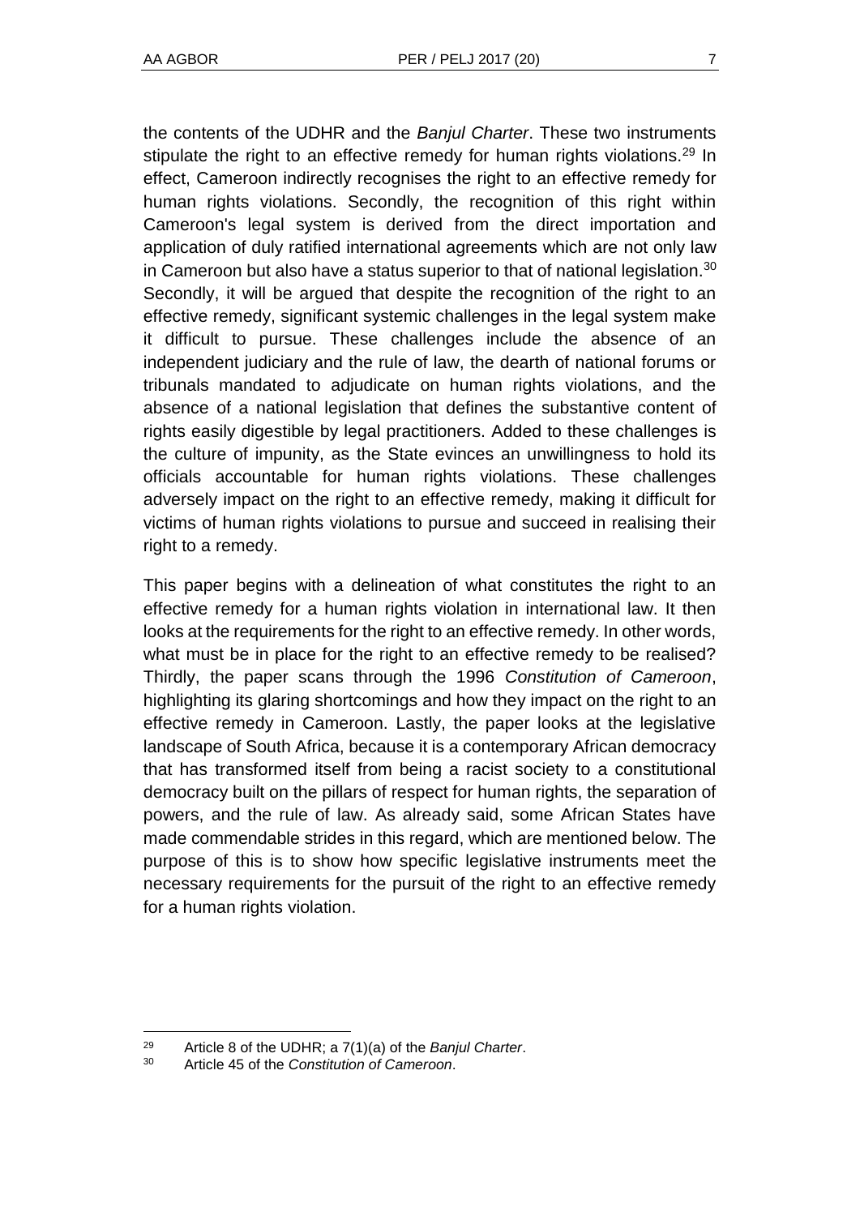the contents of the UDHR and the *Banjul Charter*. These two instruments stipulate the right to an effective remedy for human rights violations.[29] In effect, Cameroon indirectly recognises the right to an effective remedy for human rights violations. Secondly, the recognition of this right within Cameroon's legal system is derived from the direct importation and application of duly ratified international agreements which are not only law in Cameroon but also have a status superior to that of national legislation.[30] Secondly, it will be argued that despite the recognition of the right to an effective remedy, significant systemic challenges in the legal system make it difficult to pursue. These challenges include the absence of an independent judiciary and the rule of law, the dearth of national forums or tribunals mandated to adjudicate on human rights violations, and the absence of a national legislation that defines the substantive content of rights easily digestible by legal practitioners. Added to these challenges is the culture of impunity, as the State evinces an unwillingness to hold its officials accountable for human rights violations. These challenges adversely impact on the right to an effective remedy, making it difficult for victims of human rights violations to pursue and succeed in realising their right to a remedy.

This paper begins with a delineation of what constitutes the right to an effective remedy for a human rights violation in international law. It then looks at the requirements for the right to an effective remedy. In other words, what must be in place for the right to an effective remedy to be realised? Thirdly, the paper scans through the 1996 *Constitution of Cameroon*, highlighting its glaring shortcomings and how they impact on the right to an effective remedy in Cameroon. Lastly, the paper looks at the legislative landscape of South Africa, because it is a contemporary African democracy that has transformed itself from being a racist society to a constitutional democracy built on the pillars of respect for human rights, the separation of powers, and the rule of law. As already said, some African States have made commendable strides in this regard, which are mentioned below. The purpose of this is to show how specific legislative instruments meet the necessary requirements for the pursuit of the right to an effective remedy for a human rights violation.

---

29 Article 8 of the UDHR; a 7(1)(a) of the *Banjul Charter*.

30 Article 45 of the *Constitution of Cameroon*.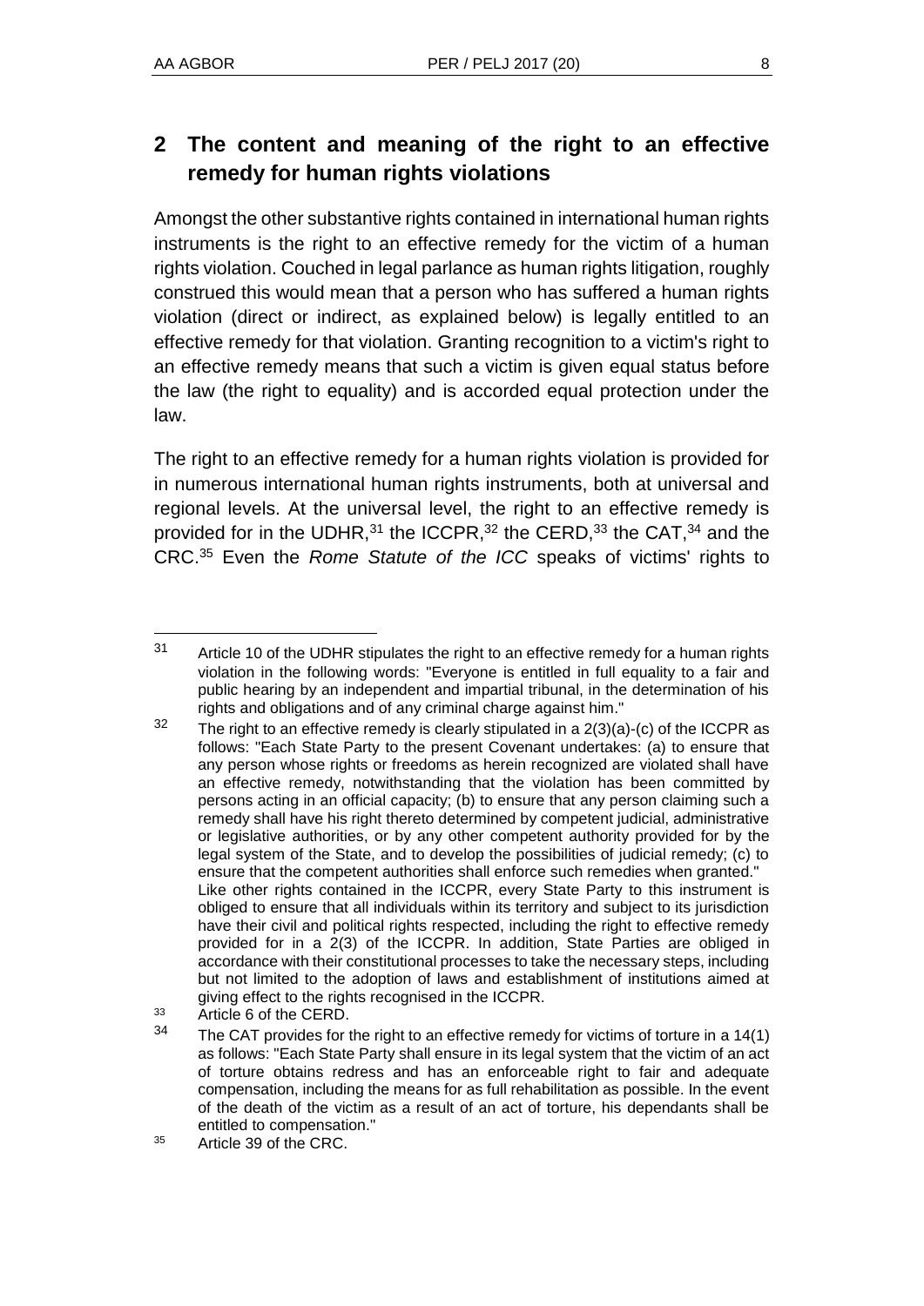## 2 The content and meaning of the right to an effective remedy for human rights violations

Amongst the other substantive rights contained in international human rights instruments is the right to an effective remedy for the victim of a human rights violation. Couched in legal parlance as human rights litigation, roughly construed this would mean that a person who has suffered a human rights violation (direct or indirect, as explained below) is legally entitled to an effective remedy for that violation. Granting recognition to a victim's right to an effective remedy means that such a victim is given equal status before the law (the right to equality) and is accorded equal protection under the law.

The right to an effective remedy for a human rights violation is provided for in numerous international human rights instruments, both at universal and regional levels. At the universal level, the right to an effective remedy is provided for in the UDHR,[31] the ICCPR,[32] the CERD,[33] the CAT,[34] and the CRC.[35] Even the *Rome Statute of the ICC* speaks of victims' rights to

---

[31] Article 10 of the UDHR stipulates the right to an effective remedy for a human rights violation in the following words: "Everyone is entitled in full equality to a fair and public hearing by an independent and impartial tribunal, in the determination of his rights and obligations and of any criminal charge against him."

[32] The right to an effective remedy is clearly stipulated in a 2(3)(a)-(c) of the ICCPR as follows: "Each State Party to the present Covenant undertakes: (a) to ensure that any person whose rights or freedoms as herein recognized are violated shall have an effective remedy, notwithstanding that the violation has been committed by persons acting in an official capacity; (b) to ensure that any person claiming such a remedy shall have his right thereto determined by competent judicial, administrative or legislative authorities, or by any other competent authority provided for by the legal system of the State, and to develop the possibilities of judicial remedy; (c) to ensure that the competent authorities shall enforce such remedies when granted." Like other rights contained in the ICCPR, every State Party to this instrument is obliged to ensure that all individuals within its territory and subject to its jurisdiction have their civil and political rights respected, including the right to effective remedy provided for in a 2(3) of the ICCPR. In addition, State Parties are obliged in accordance with their constitutional processes to take the necessary steps, including but not limited to the adoption of laws and establishment of institutions aimed at giving effect to the rights recognised in the ICCPR.

[33] Article 6 of the CERD.

[34] The CAT provides for the right to an effective remedy for victims of torture in a 14(1) as follows: "Each State Party shall ensure in its legal system that the victim of an act of torture obtains redress and has an enforceable right to fair and adequate compensation, including the means for as full rehabilitation as possible. In the event of the death of the victim as a result of an act of torture, his dependants shall be entitled to compensation."

[35] Article 39 of the CRC.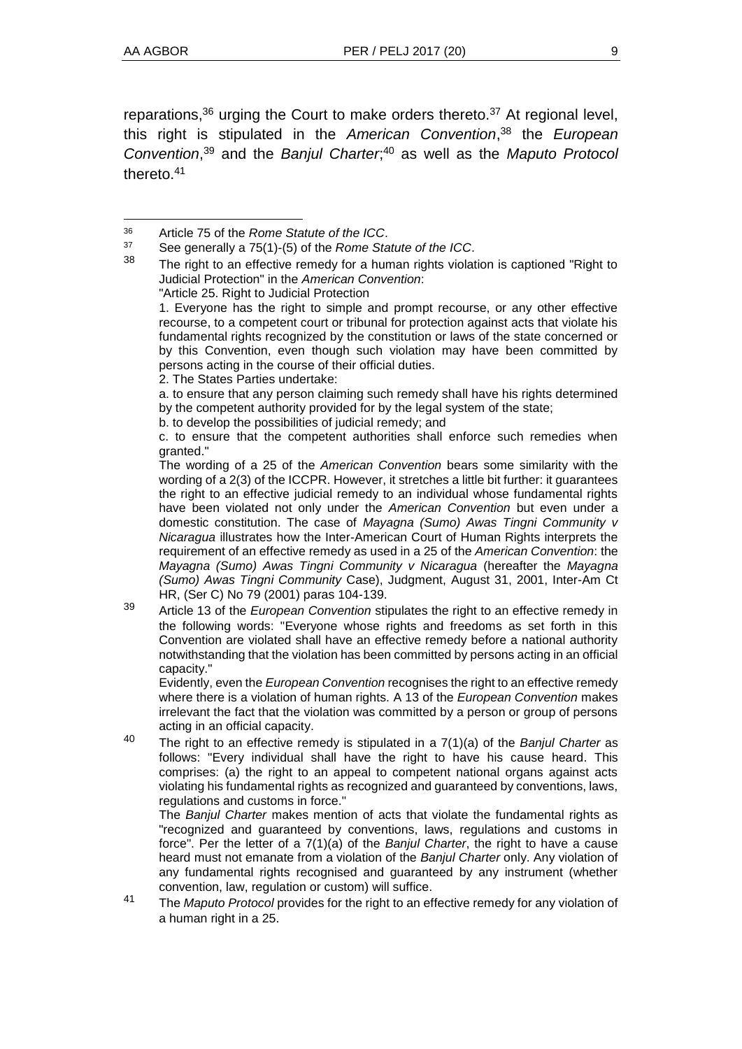reparations,[36] urging the Court to make orders thereto.[37] At regional level, this right is stipulated in the *American Convention*,[38] the *European Convention*,[39] and the *Banjul Charter*;[40] as well as the *Maputo Protocol* thereto.[41]

---

[36] Article 75 of the *Rome Statute of the ICC*.

[37] See generally a 75(1)-(5) of the *Rome Statute of the ICC*.

[38] The right to an effective remedy for a human rights violation is captioned "Right to Judicial Protection" in the *American Convention*:

"Article 25. Right to Judicial Protection

1. Everyone has the right to simple and prompt recourse, or any other effective recourse, to a competent court or tribunal for protection against acts that violate his fundamental rights recognized by the constitution or laws of the state concerned or by this Convention, even though such violation may have been committed by persons acting in the course of their official duties.

2. The States Parties undertake:

a. to ensure that any person claiming such remedy shall have his rights determined by the competent authority provided for by the legal system of the state;

b. to develop the possibilities of judicial remedy; and

c. to ensure that the competent authorities shall enforce such remedies when granted."

The wording of a 25 of the *American Convention* bears some similarity with the wording of a 2(3) of the ICCPR. However, it stretches a little bit further: it guarantees the right to an effective judicial remedy to an individual whose fundamental rights have been violated not only under the *American Convention* but even under a domestic constitution. The case of *Mayagna (Sumo) Awas Tingni Community v Nicaragua* illustrates how the Inter-American Court of Human Rights interprets the requirement of an effective remedy as used in a 25 of the *American Convention*: the *Mayagna (Sumo) Awas Tingni Community v Nicaragua* (hereafter the *Mayagna (Sumo) Awas Tingni Community* Case), Judgment, August 31, 2001, Inter-Am Ct HR, (Ser C) No 79 (2001) paras 104-139.

[39] Article 13 of the *European Convention* stipulates the right to an effective remedy in the following words: "Everyone whose rights and freedoms as set forth in this Convention are violated shall have an effective remedy before a national authority notwithstanding that the violation has been committed by persons acting in an official capacity."

Evidently, even the *European Convention* recognises the right to an effective remedy where there is a violation of human rights. A 13 of the *European Convention* makes irrelevant the fact that the violation was committed by a person or group of persons acting in an official capacity.

[40] The right to an effective remedy is stipulated in a 7(1)(a) of the *Banjul Charter* as follows: "Every individual shall have the right to have his cause heard. This comprises: (a) the right to an appeal to competent national organs against acts violating his fundamental rights as recognized and guaranteed by conventions, laws, regulations and customs in force."

The *Banjul Charter* makes mention of acts that violate the fundamental rights as "recognized and guaranteed by conventions, laws, regulations and customs in force". Per the letter of a 7(1)(a) of the *Banjul Charter*, the right to have a cause heard must not emanate from a violation of the *Banjul Charter* only. Any violation of any fundamental rights recognised and guaranteed by any instrument (whether convention, law, regulation or custom) will suffice.

[41] The *Maputo Protocol* provides for the right to an effective remedy for any violation of a human right in a 25.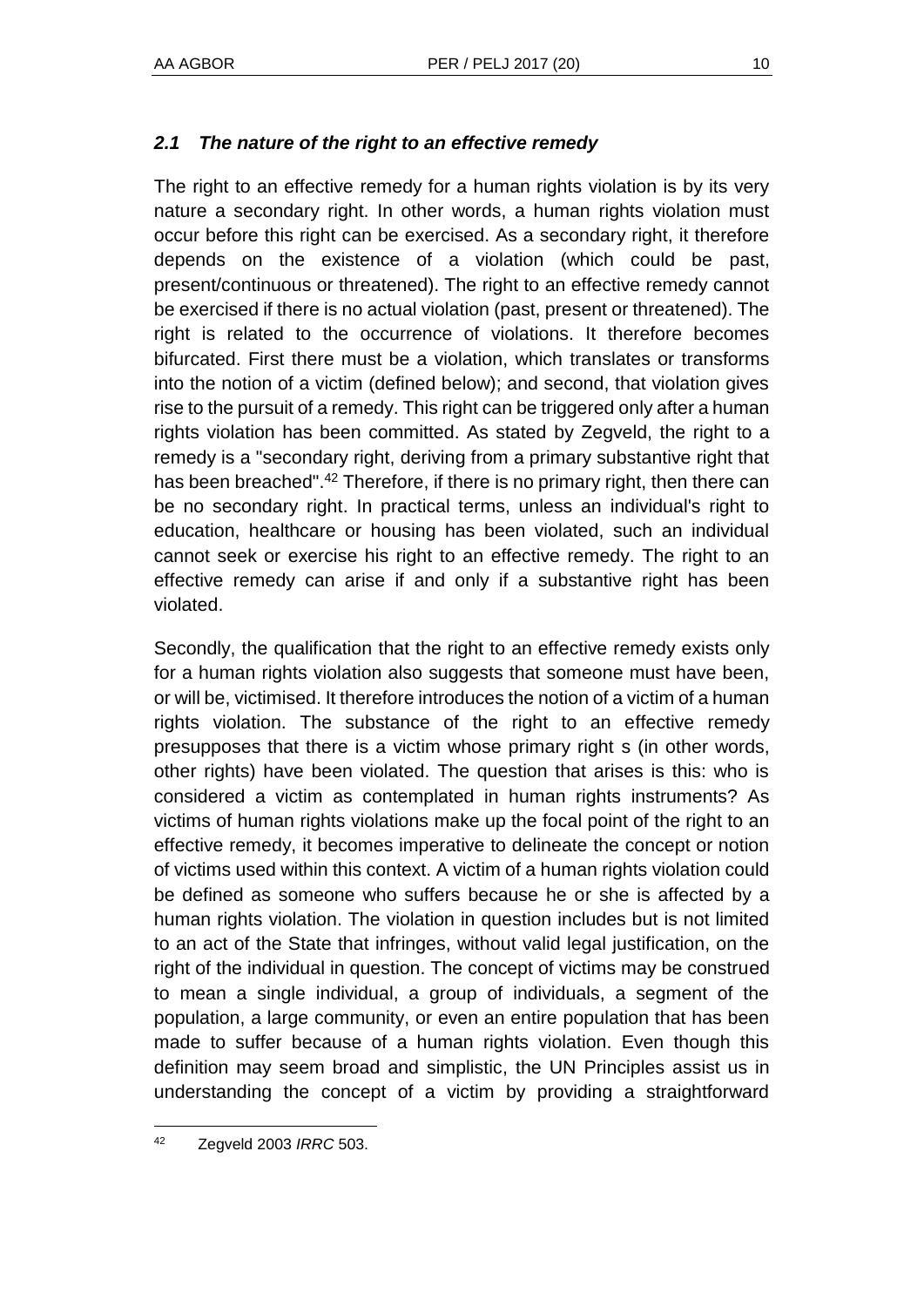### *2.1 The nature of the right to an effective remedy*

The right to an effective remedy for a human rights violation is by its very nature a secondary right. In other words, a human rights violation must occur before this right can be exercised. As a secondary right, it therefore depends on the existence of a violation (which could be past, present/continuous or threatened). The right to an effective remedy cannot be exercised if there is no actual violation (past, present or threatened). The right is related to the occurrence of violations. It therefore becomes bifurcated. First there must be a violation, which translates or transforms into the notion of a victim (defined below); and second, that violation gives rise to the pursuit of a remedy. This right can be triggered only after a human rights violation has been committed. As stated by Zegveld, the right to a remedy is a "secondary right, deriving from a primary substantive right that has been breached".[42] Therefore, if there is no primary right, then there can be no secondary right. In practical terms, unless an individual's right to education, healthcare or housing has been violated, such an individual cannot seek or exercise his right to an effective remedy. The right to an effective remedy can arise if and only if a substantive right has been violated.

Secondly, the qualification that the right to an effective remedy exists only for a human rights violation also suggests that someone must have been, or will be, victimised. It therefore introduces the notion of a victim of a human rights violation. The substance of the right to an effective remedy presupposes that there is a victim whose primary right s (in other words, other rights) have been violated. The question that arises is this: who is considered a victim as contemplated in human rights instruments? As victims of human rights violations make up the focal point of the right to an effective remedy, it becomes imperative to delineate the concept or notion of victims used within this context. A victim of a human rights violation could be defined as someone who suffers because he or she is affected by a human rights violation. The violation in question includes but is not limited to an act of the State that infringes, without valid legal justification, on the right of the individual in question. The concept of victims may be construed to mean a single individual, a group of individuals, a segment of the population, a large community, or even an entire population that has been made to suffer because of a human rights violation. Even though this definition may seem broad and simplistic, the UN Principles assist us in understanding the concept of a victim by providing a straightforward

---

42 Zegveld 2003 *IRRC* 503.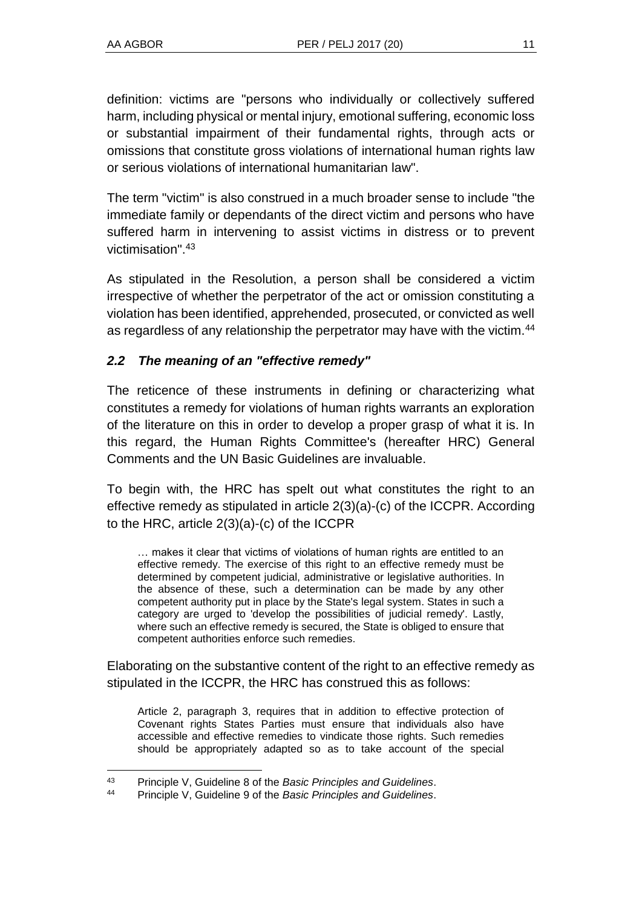definition: victims are "persons who individually or collectively suffered harm, including physical or mental injury, emotional suffering, economic loss or substantial impairment of their fundamental rights, through acts or omissions that constitute gross violations of international human rights law or serious violations of international humanitarian law".

The term "victim" is also construed in a much broader sense to include "the immediate family or dependants of the direct victim and persons who have suffered harm in intervening to assist victims in distress or to prevent victimisation".[43]

As stipulated in the Resolution, a person shall be considered a victim irrespective of whether the perpetrator of the act or omission constituting a violation has been identified, apprehended, prosecuted, or convicted as well as regardless of any relationship the perpetrator may have with the victim.[44]

### *2.2 The meaning of an "effective remedy"*

The reticence of these instruments in defining or characterizing what constitutes a remedy for violations of human rights warrants an exploration of the literature on this in order to develop a proper grasp of what it is. In this regard, the Human Rights Committee's (hereafter HRC) General Comments and the UN Basic Guidelines are invaluable.

To begin with, the HRC has spelt out what constitutes the right to an effective remedy as stipulated in article 2(3)(a)-(c) of the ICCPR. According to the HRC, article 2(3)(a)-(c) of the ICCPR

> … makes it clear that victims of violations of human rights are entitled to an effective remedy. The exercise of this right to an effective remedy must be determined by competent judicial, administrative or legislative authorities. In the absence of these, such a determination can be made by any other competent authority put in place by the State's legal system. States in such a category are urged to 'develop the possibilities of judicial remedy'. Lastly, where such an effective remedy is secured, the State is obliged to ensure that competent authorities enforce such remedies.

Elaborating on the substantive content of the right to an effective remedy as stipulated in the ICCPR, the HRC has construed this as follows:

> Article 2, paragraph 3, requires that in addition to effective protection of Covenant rights States Parties must ensure that individuals also have accessible and effective remedies to vindicate those rights. Such remedies should be appropriately adapted so as to take account of the special

---

43 Principle V, Guideline 8 of the *Basic Principles and Guidelines*.

44 Principle V, Guideline 9 of the *Basic Principles and Guidelines*.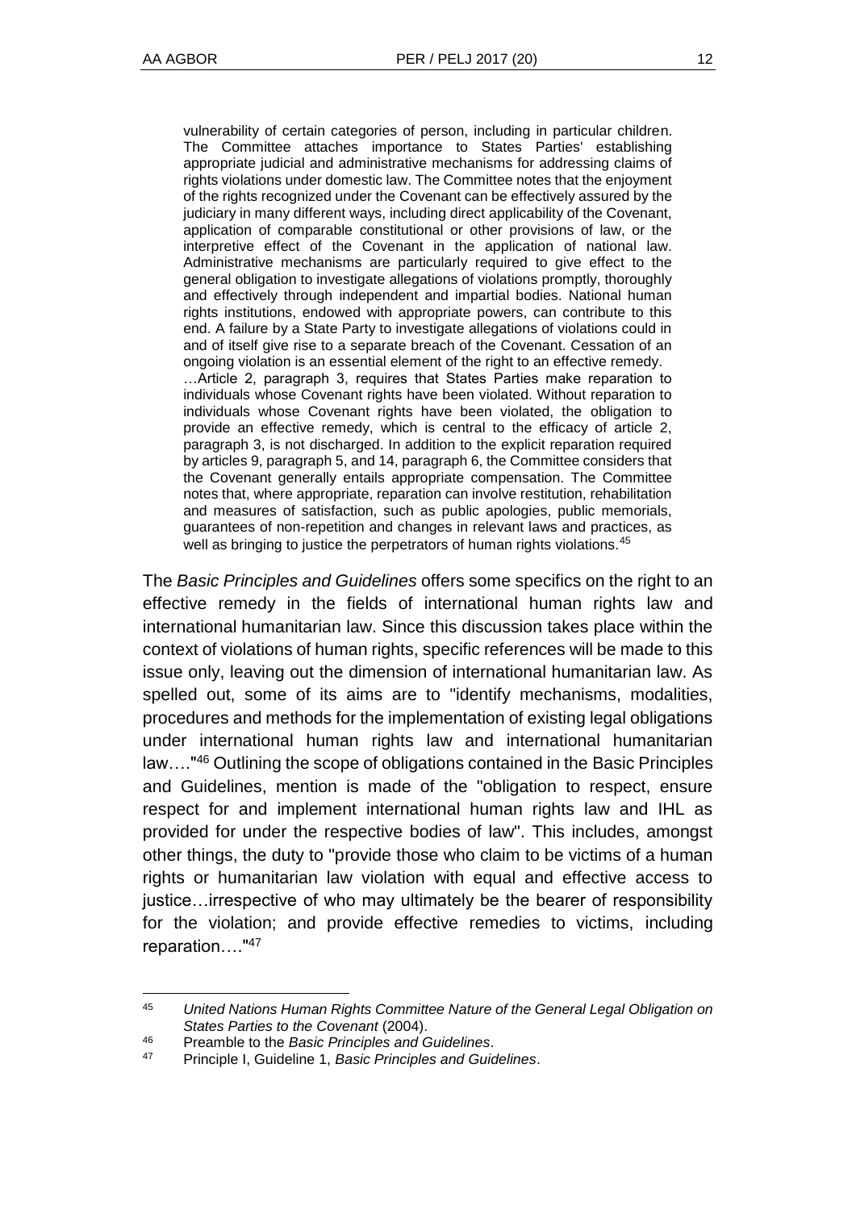> vulnerability of certain categories of person, including in particular children. The Committee attaches importance to States Parties' establishing appropriate judicial and administrative mechanisms for addressing claims of rights violations under domestic law. The Committee notes that the enjoyment of the rights recognized under the Covenant can be effectively assured by the judiciary in many different ways, including direct applicability of the Covenant, application of comparable constitutional or other provisions of law, or the interpretive effect of the Covenant in the application of national law. Administrative mechanisms are particularly required to give effect to the general obligation to investigate allegations of violations promptly, thoroughly and effectively through independent and impartial bodies. National human rights institutions, endowed with appropriate powers, can contribute to this end. A failure by a State Party to investigate allegations of violations could in and of itself give rise to a separate breach of the Covenant. Cessation of an ongoing violation is an essential element of the right to an effective remedy.
>
> …Article 2, paragraph 3, requires that States Parties make reparation to individuals whose Covenant rights have been violated. Without reparation to individuals whose Covenant rights have been violated, the obligation to provide an effective remedy, which is central to the efficacy of article 2, paragraph 3, is not discharged. In addition to the explicit reparation required by articles 9, paragraph 5, and 14, paragraph 6, the Committee considers that the Covenant generally entails appropriate compensation. The Committee notes that, where appropriate, reparation can involve restitution, rehabilitation and measures of satisfaction, such as public apologies, public memorials, guarantees of non-repetition and changes in relevant laws and practices, as well as bringing to justice the perpetrators of human rights violations.[45]

The *Basic Principles and Guidelines* offers some specifics on the right to an effective remedy in the fields of international human rights law and international humanitarian law. Since this discussion takes place within the context of violations of human rights, specific references will be made to this issue only, leaving out the dimension of international humanitarian law. As spelled out, some of its aims are to "identify mechanisms, modalities, procedures and methods for the implementation of existing legal obligations under international human rights law and international humanitarian law…."[46] Outlining the scope of obligations contained in the Basic Principles and Guidelines, mention is made of the "obligation to respect, ensure respect for and implement international human rights law and IHL as provided for under the respective bodies of law". This includes, amongst other things, the duty to "provide those who claim to be victims of a human rights or humanitarian law violation with equal and effective access to justice…irrespective of who may ultimately be the bearer of responsibility for the violation; and provide effective remedies to victims, including reparation…."[47]

---

45 *United Nations Human Rights Committee Nature of the General Legal Obligation on States Parties to the Covenant* (2004).

46 Preamble to the *Basic Principles and Guidelines*.

47 Principle I, Guideline 1, *Basic Principles and Guidelines*.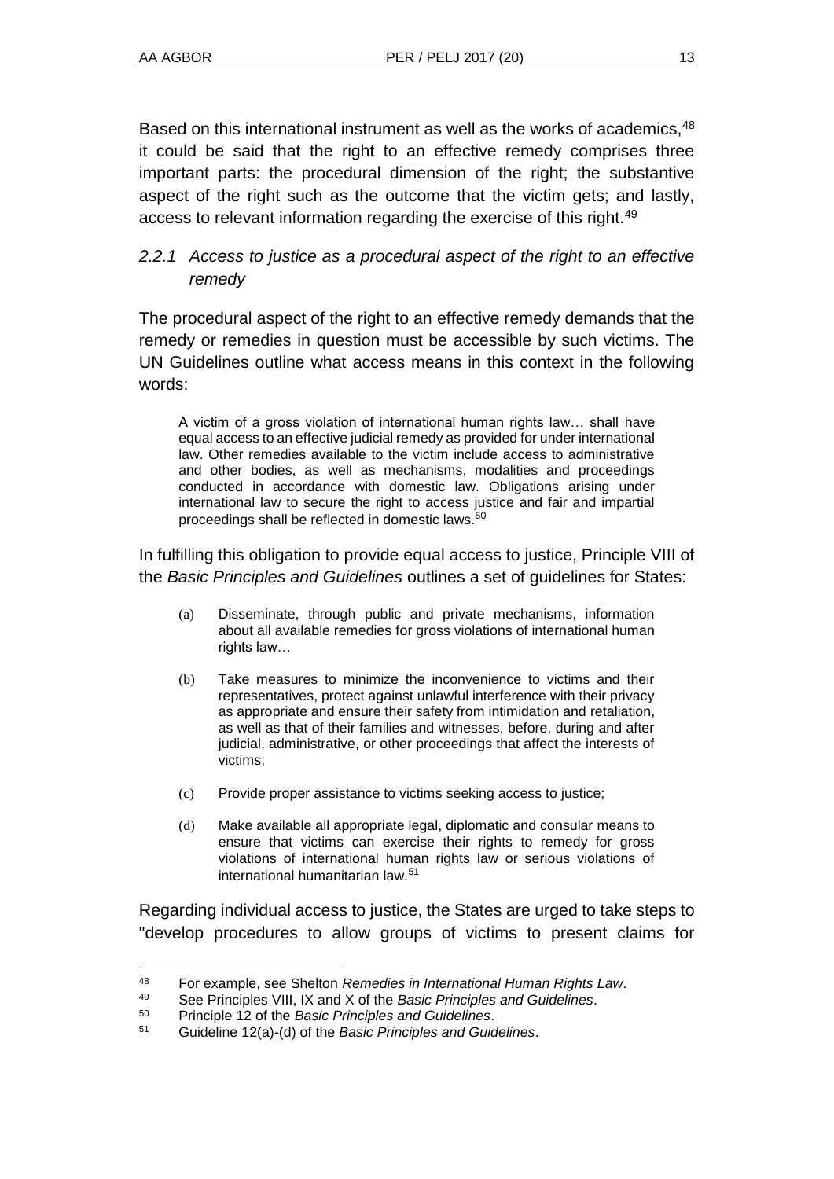Based on this international instrument as well as the works of academics,[48] it could be said that the right to an effective remedy comprises three important parts: the procedural dimension of the right; the substantive aspect of the right such as the outcome that the victim gets; and lastly, access to relevant information regarding the exercise of this right.[49]

### *2.2.1 Access to justice as a procedural aspect of the right to an effective remedy*

The procedural aspect of the right to an effective remedy demands that the remedy or remedies in question must be accessible by such victims. The UN Guidelines outline what access means in this context in the following words:

> A victim of a gross violation of international human rights law… shall have equal access to an effective judicial remedy as provided for under international law. Other remedies available to the victim include access to administrative and other bodies, as well as mechanisms, modalities and proceedings conducted in accordance with domestic law. Obligations arising under international law to secure the right to access justice and fair and impartial proceedings shall be reflected in domestic laws.[50]

In fulfilling this obligation to provide equal access to justice, Principle VIII of the *Basic Principles and Guidelines* outlines a set of guidelines for States:

> (a) Disseminate, through public and private mechanisms, information about all available remedies for gross violations of international human rights law…
>
> (b) Take measures to minimize the inconvenience to victims and their representatives, protect against unlawful interference with their privacy as appropriate and ensure their safety from intimidation and retaliation, as well as that of their families and witnesses, before, during and after judicial, administrative, or other proceedings that affect the interests of victims;
>
> (c) Provide proper assistance to victims seeking access to justice;
>
> (d) Make available all appropriate legal, diplomatic and consular means to ensure that victims can exercise their rights to remedy for gross violations of international human rights law or serious violations of international humanitarian law.[51]

Regarding individual access to justice, the States are urged to take steps to "develop procedures to allow groups of victims to present claims for

---

48 For example, see Shelton *Remedies in International Human Rights Law*.

49 See Principles VIII, IX and X of the *Basic Principles and Guidelines*.

50 Principle 12 of the *Basic Principles and Guidelines*.

51 Guideline 12(a)-(d) of the *Basic Principles and Guidelines*.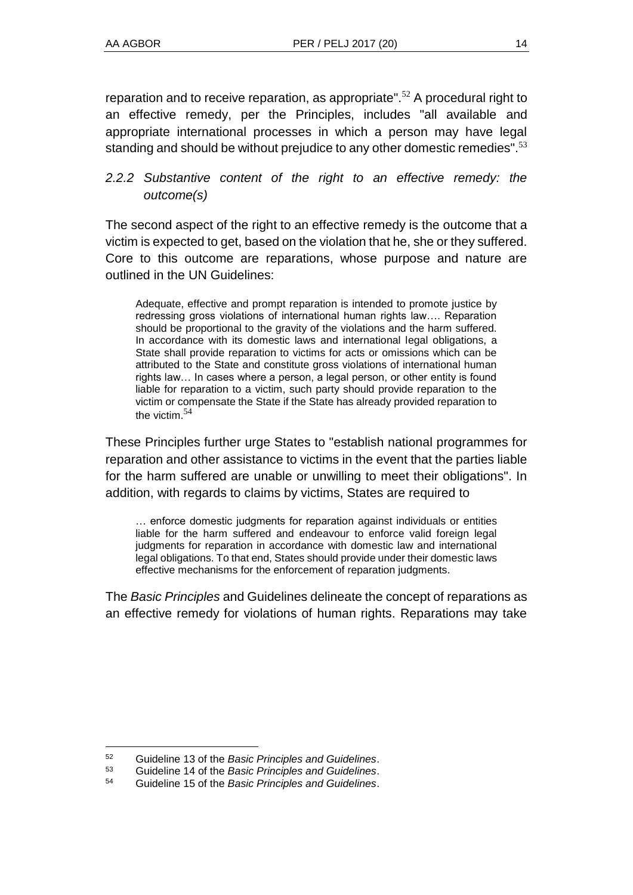reparation and to receive reparation, as appropriate".[52] A procedural right to an effective remedy, per the Principles, includes "all available and appropriate international processes in which a person may have legal standing and should be without prejudice to any other domestic remedies".[53]

### *2.2.2 Substantive content of the right to an effective remedy: the outcome(s)*

The second aspect of the right to an effective remedy is the outcome that a victim is expected to get, based on the violation that he, she or they suffered. Core to this outcome are reparations, whose purpose and nature are outlined in the UN Guidelines:

> Adequate, effective and prompt reparation is intended to promote justice by redressing gross violations of international human rights law…. Reparation should be proportional to the gravity of the violations and the harm suffered. In accordance with its domestic laws and international legal obligations, a State shall provide reparation to victims for acts or omissions which can be attributed to the State and constitute gross violations of international human rights law… In cases where a person, a legal person, or other entity is found liable for reparation to a victim, such party should provide reparation to the victim or compensate the State if the State has already provided reparation to the victim.[54]

These Principles further urge States to "establish national programmes for reparation and other assistance to victims in the event that the parties liable for the harm suffered are unable or unwilling to meet their obligations". In addition, with regards to claims by victims, States are required to

> … enforce domestic judgments for reparation against individuals or entities liable for the harm suffered and endeavour to enforce valid foreign legal judgments for reparation in accordance with domestic law and international legal obligations. To that end, States should provide under their domestic laws effective mechanisms for the enforcement of reparation judgments.

The *Basic Principles* and Guidelines delineate the concept of reparations as an effective remedy for violations of human rights. Reparations may take

---

52 Guideline 13 of the *Basic Principles and Guidelines*.

53 Guideline 14 of the *Basic Principles and Guidelines*.

54 Guideline 15 of the *Basic Principles and Guidelines*.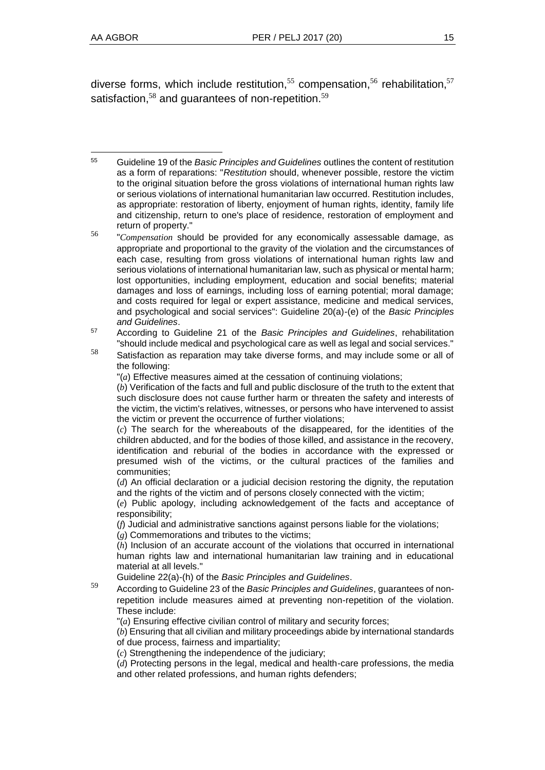diverse forms, which include restitution,[55] compensation,[56] rehabilitation,[57] satisfaction,[58] and guarantees of non-repetition.[59]

---

[55] Guideline 19 of the *Basic Principles and Guidelines* outlines the content of restitution as a form of reparations: "*Restitution* should, whenever possible, restore the victim to the original situation before the gross violations of international human rights law or serious violations of international humanitarian law occurred. Restitution includes, as appropriate: restoration of liberty, enjoyment of human rights, identity, family life and citizenship, return to one's place of residence, restoration of employment and return of property."

[56] "*Compensation* should be provided for any economically assessable damage, as appropriate and proportional to the gravity of the violation and the circumstances of each case, resulting from gross violations of international human rights law and serious violations of international humanitarian law, such as physical or mental harm; lost opportunities, including employment, education and social benefits; material damages and loss of earnings, including loss of earning potential; moral damage; and costs required for legal or expert assistance, medicine and medical services, and psychological and social services": Guideline 20(a)-(e) of the *Basic Principles and Guidelines*.

[57] According to Guideline 21 of the *Basic Principles and Guidelines*, rehabilitation "should include medical and psychological care as well as legal and social services."

[58] Satisfaction as reparation may take diverse forms, and may include some or all of the following:

"(*a*) Effective measures aimed at the cessation of continuing violations;

(*b*) Verification of the facts and full and public disclosure of the truth to the extent that such disclosure does not cause further harm or threaten the safety and interests of the victim, the victim's relatives, witnesses, or persons who have intervened to assist the victim or prevent the occurrence of further violations;

(*c*) The search for the whereabouts of the disappeared, for the identities of the children abducted, and for the bodies of those killed, and assistance in the recovery, identification and reburial of the bodies in accordance with the expressed or presumed wish of the victims, or the cultural practices of the families and communities;

(*d*) An official declaration or a judicial decision restoring the dignity, the reputation and the rights of the victim and of persons closely connected with the victim;

(*e*) Public apology, including acknowledgement of the facts and acceptance of responsibility;

(*f*) Judicial and administrative sanctions against persons liable for the violations;

(*g*) Commemorations and tributes to the victims;

(*h*) Inclusion of an accurate account of the violations that occurred in international human rights law and international humanitarian law training and in educational material at all levels."

Guideline 22(a)-(h) of the *Basic Principles and Guidelines*.

[59] According to Guideline 23 of the *Basic Principles and Guidelines*, guarantees of non-repetition include measures aimed at preventing non-repetition of the violation. These include:

"(*a*) Ensuring effective civilian control of military and security forces;

(*b*) Ensuring that all civilian and military proceedings abide by international standards of due process, fairness and impartiality;

(*c*) Strengthening the independence of the judiciary;

(*d*) Protecting persons in the legal, medical and health-care professions, the media and other related professions, and human rights defenders;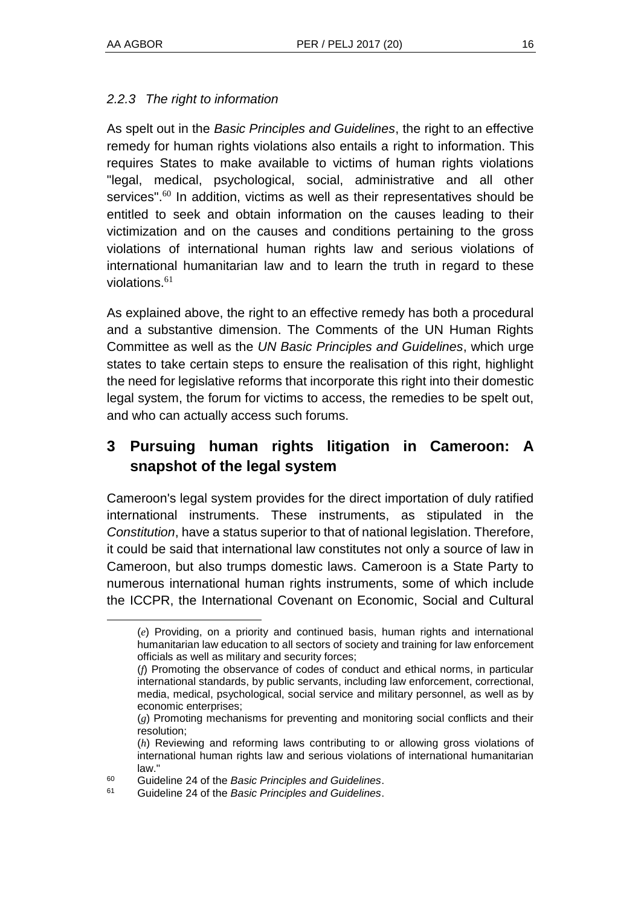### *2.2.3 The right to information*

As spelt out in the *Basic Principles and Guidelines*, the right to an effective remedy for human rights violations also entails a right to information. This requires States to make available to victims of human rights violations "legal, medical, psychological, social, administrative and all other services".[60] In addition, victims as well as their representatives should be entitled to seek and obtain information on the causes leading to their victimization and on the causes and conditions pertaining to the gross violations of international human rights law and serious violations of international humanitarian law and to learn the truth in regard to these violations.[61]

As explained above, the right to an effective remedy has both a procedural and a substantive dimension. The Comments of the UN Human Rights Committee as well as the *UN Basic Principles and Guidelines*, which urge states to take certain steps to ensure the realisation of this right, highlight the need for legislative reforms that incorporate this right into their domestic legal system, the forum for victims to access, the remedies to be spelt out, and who can actually access such forums.

## 3 Pursuing human rights litigation in Cameroon: A snapshot of the legal system

Cameroon's legal system provides for the direct importation of duly ratified international instruments. These instruments, as stipulated in the *Constitution*, have a status superior to that of national legislation. Therefore, it could be said that international law constitutes not only a source of law in Cameroon, but also trumps domestic laws. Cameroon is a State Party to numerous international human rights instruments, some of which include the ICCPR, the International Covenant on Economic, Social and Cultural

---

(*e*) Providing, on a priority and continued basis, human rights and international humanitarian law education to all sectors of society and training for law enforcement officials as well as military and security forces;

(*f*) Promoting the observance of codes of conduct and ethical norms, in particular international standards, by public servants, including law enforcement, correctional, media, medical, psychological, social service and military personnel, as well as by economic enterprises;

(*g*) Promoting mechanisms for preventing and monitoring social conflicts and their resolution;

(*h*) Reviewing and reforming laws contributing to or allowing gross violations of international human rights law and serious violations of international humanitarian law."

[60] Guideline 24 of the *Basic Principles and Guidelines*.

[61] Guideline 24 of the *Basic Principles and Guidelines*.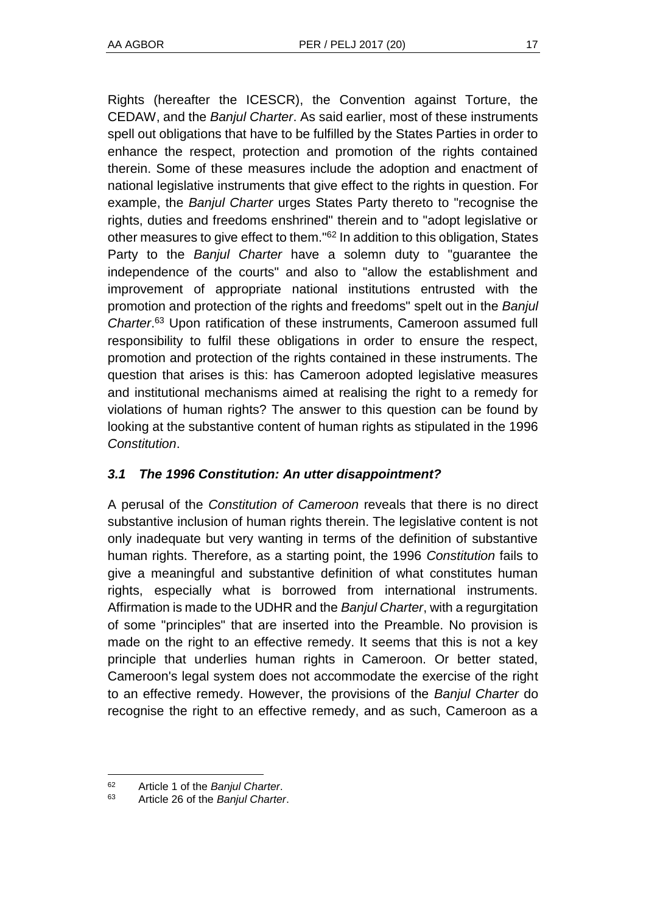Rights (hereafter the ICESCR), the Convention against Torture, the CEDAW, and the *Banjul Charter*. As said earlier, most of these instruments spell out obligations that have to be fulfilled by the States Parties in order to enhance the respect, protection and promotion of the rights contained therein. Some of these measures include the adoption and enactment of national legislative instruments that give effect to the rights in question. For example, the *Banjul Charter* urges States Party thereto to "recognise the rights, duties and freedoms enshrined" therein and to "adopt legislative or other measures to give effect to them."[62] In addition to this obligation, States Party to the *Banjul Charter* have a solemn duty to "guarantee the independence of the courts" and also to "allow the establishment and improvement of appropriate national institutions entrusted with the promotion and protection of the rights and freedoms" spelt out in the *Banjul Charter*.[63] Upon ratification of these instruments, Cameroon assumed full responsibility to fulfil these obligations in order to ensure the respect, promotion and protection of the rights contained in these instruments. The question that arises is this: has Cameroon adopted legislative measures and institutional mechanisms aimed at realising the right to a remedy for violations of human rights? The answer to this question can be found by looking at the substantive content of human rights as stipulated in the 1996 *Constitution*.

### *3.1 The 1996 Constitution: An utter disappointment?*

A perusal of the *Constitution of Cameroon* reveals that there is no direct substantive inclusion of human rights therein. The legislative content is not only inadequate but very wanting in terms of the definition of substantive human rights. Therefore, as a starting point, the 1996 *Constitution* fails to give a meaningful and substantive definition of what constitutes human rights, especially what is borrowed from international instruments. Affirmation is made to the UDHR and the *Banjul Charter*, with a regurgitation of some "principles" that are inserted into the Preamble. No provision is made on the right to an effective remedy. It seems that this is not a key principle that underlies human rights in Cameroon. Or better stated, Cameroon's legal system does not accommodate the exercise of the right to an effective remedy. However, the provisions of the *Banjul Charter* do recognise the right to an effective remedy, and as such, Cameroon as a

---

[62] Article 1 of the *Banjul Charter*.

[63] Article 26 of the *Banjul Charter*.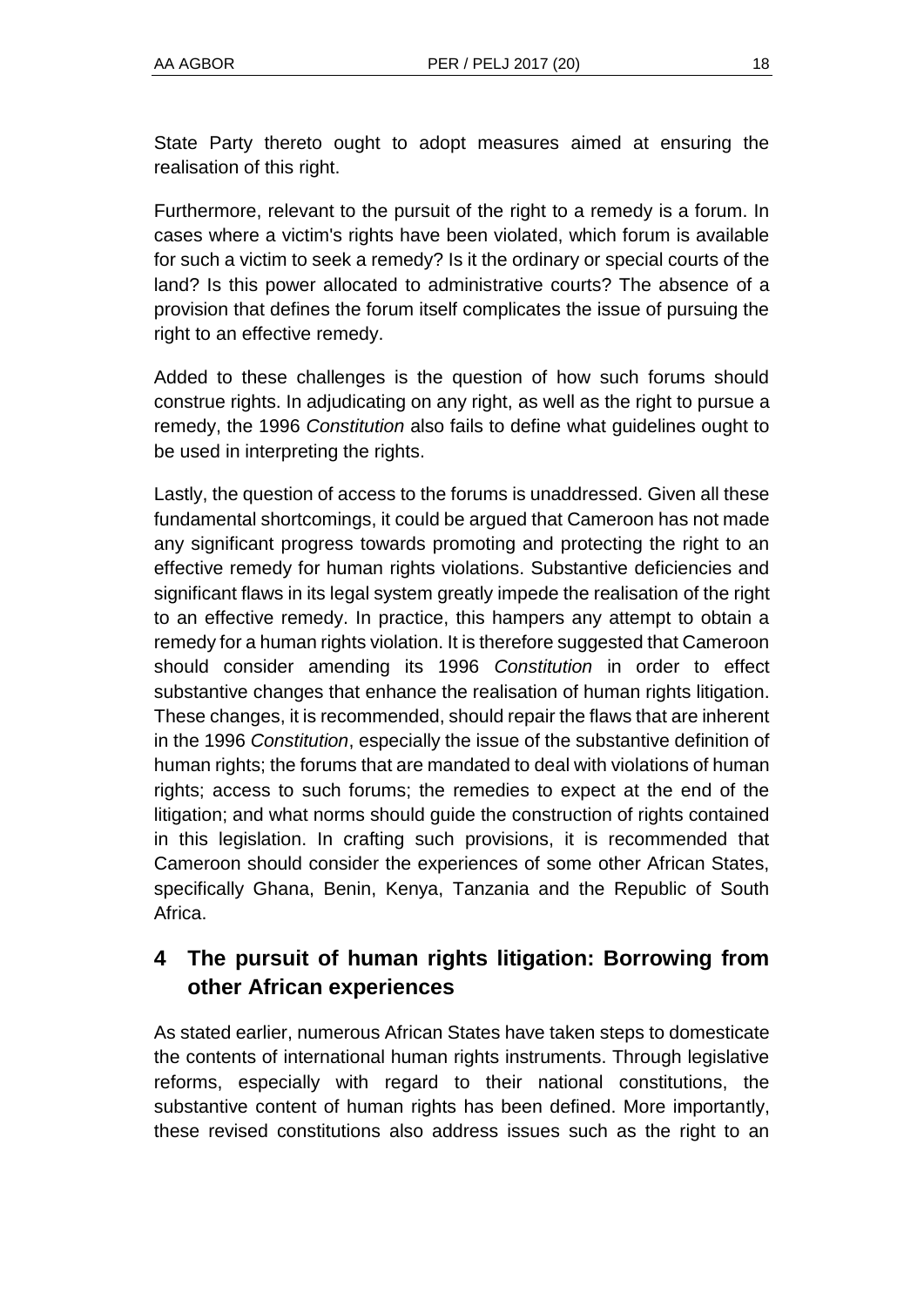State Party thereto ought to adopt measures aimed at ensuring the realisation of this right.

Furthermore, relevant to the pursuit of the right to a remedy is a forum. In cases where a victim's rights have been violated, which forum is available for such a victim to seek a remedy? Is it the ordinary or special courts of the land? Is this power allocated to administrative courts? The absence of a provision that defines the forum itself complicates the issue of pursuing the right to an effective remedy.

Added to these challenges is the question of how such forums should construe rights. In adjudicating on any right, as well as the right to pursue a remedy, the 1996 *Constitution* also fails to define what guidelines ought to be used in interpreting the rights.

Lastly, the question of access to the forums is unaddressed. Given all these fundamental shortcomings, it could be argued that Cameroon has not made any significant progress towards promoting and protecting the right to an effective remedy for human rights violations. Substantive deficiencies and significant flaws in its legal system greatly impede the realisation of the right to an effective remedy. In practice, this hampers any attempt to obtain a remedy for a human rights violation. It is therefore suggested that Cameroon should consider amending its 1996 *Constitution* in order to effect substantive changes that enhance the realisation of human rights litigation. These changes, it is recommended, should repair the flaws that are inherent in the 1996 *Constitution*, especially the issue of the substantive definition of human rights; the forums that are mandated to deal with violations of human rights; access to such forums; the remedies to expect at the end of the litigation; and what norms should guide the construction of rights contained in this legislation. In crafting such provisions, it is recommended that Cameroon should consider the experiences of some other African States, specifically Ghana, Benin, Kenya, Tanzania and the Republic of South Africa.

## 4 The pursuit of human rights litigation: Borrowing from other African experiences

As stated earlier, numerous African States have taken steps to domesticate the contents of international human rights instruments. Through legislative reforms, especially with regard to their national constitutions, the substantive content of human rights has been defined. More importantly, these revised constitutions also address issues such as the right to an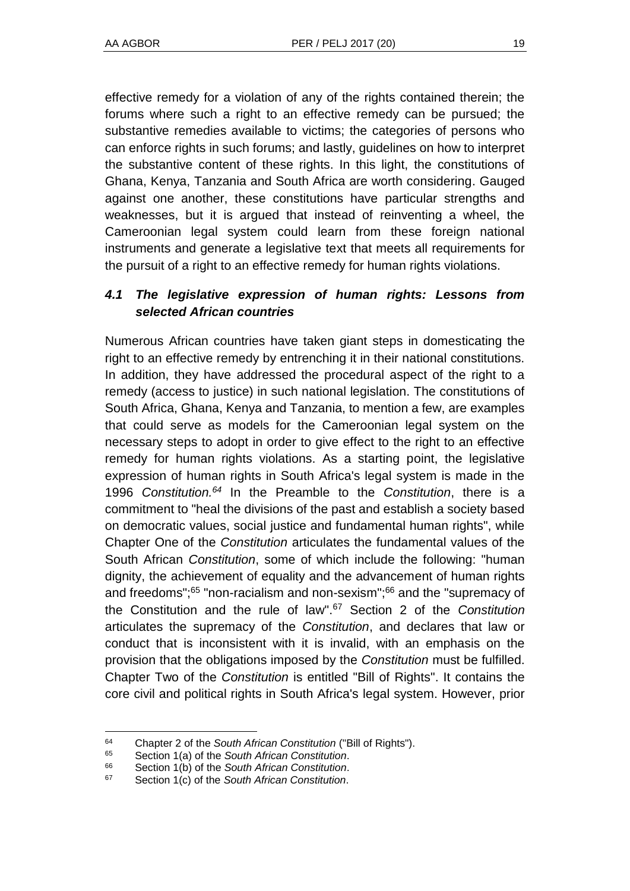effective remedy for a violation of any of the rights contained therein; the forums where such a right to an effective remedy can be pursued; the substantive remedies available to victims; the categories of persons who can enforce rights in such forums; and lastly, guidelines on how to interpret the substantive content of these rights. In this light, the constitutions of Ghana, Kenya, Tanzania and South Africa are worth considering. Gauged against one another, these constitutions have particular strengths and weaknesses, but it is argued that instead of reinventing a wheel, the Cameroonian legal system could learn from these foreign national instruments and generate a legislative text that meets all requirements for the pursuit of a right to an effective remedy for human rights violations.

### *4.1 The legislative expression of human rights: Lessons from selected African countries*

Numerous African countries have taken giant steps in domesticating the right to an effective remedy by entrenching it in their national constitutions. In addition, they have addressed the procedural aspect of the right to a remedy (access to justice) in such national legislation. The constitutions of South Africa, Ghana, Kenya and Tanzania, to mention a few, are examples that could serve as models for the Cameroonian legal system on the necessary steps to adopt in order to give effect to the right to an effective remedy for human rights violations. As a starting point, the legislative expression of human rights in South Africa's legal system is made in the 1996 *Constitution.*[64] In the Preamble to the *Constitution*, there is a commitment to "heal the divisions of the past and establish a society based on democratic values, social justice and fundamental human rights", while Chapter One of the *Constitution* articulates the fundamental values of the South African *Constitution*, some of which include the following: "human dignity, the achievement of equality and the advancement of human rights and freedoms";[65] "non-racialism and non-sexism";[66] and the "supremacy of the Constitution and the rule of law".[67] Section 2 of the *Constitution* articulates the supremacy of the *Constitution*, and declares that law or conduct that is inconsistent with it is invalid, with an emphasis on the provision that the obligations imposed by the *Constitution* must be fulfilled. Chapter Two of the *Constitution* is entitled "Bill of Rights". It contains the core civil and political rights in South Africa's legal system. However, prior

---

[64] Chapter 2 of the *South African Constitution* ("Bill of Rights").

[65] Section 1(a) of the *South African Constitution*.

[66] Section 1(b) of the *South African Constitution*.

[67] Section 1(c) of the *South African Constitution*.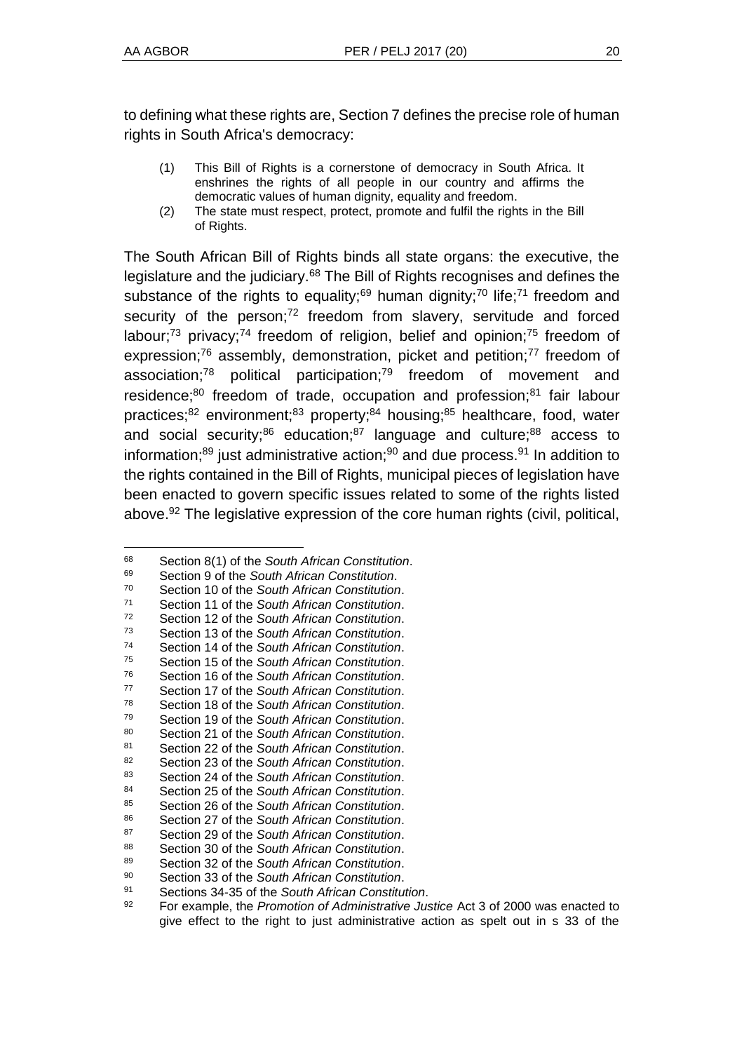to defining what these rights are, Section 7 defines the precise role of human rights in South Africa's democracy:

> (1) This Bill of Rights is a cornerstone of democracy in South Africa. It enshrines the rights of all people in our country and affirms the democratic values of human dignity, equality and freedom.
>
> (2) The state must respect, protect, promote and fulfil the rights in the Bill of Rights.

The South African Bill of Rights binds all state organs: the executive, the legislature and the judiciary.[68] The Bill of Rights recognises and defines the substance of the rights to equality;[69] human dignity;[70] life;[71] freedom and security of the person;[72] freedom from slavery, servitude and forced labour;[73] privacy;[74] freedom of religion, belief and opinion;[75] freedom of expression;[76] assembly, demonstration, picket and petition;[77] freedom of association;[78] political participation;[79] freedom of movement and residence;[80] freedom of trade, occupation and profession;[81] fair labour practices;[82] environment;[83] property;[84] housing;[85] healthcare, food, water and social security;[86] education;[87] language and culture;[88] access to information;[89] just administrative action;[90] and due process.[91] In addition to the rights contained in the Bill of Rights, municipal pieces of legislation have been enacted to govern specific issues related to some of the rights listed above.[92] The legislative expression of the core human rights (civil, political,

---

[68] Section 8(1) of the *South African Constitution*.
[69] Section 9 of the *South African Constitution*.
[70] Section 10 of the *South African Constitution*.
[71] Section 11 of the *South African Constitution*.
[72] Section 12 of the *South African Constitution*.
[73] Section 13 of the *South African Constitution*.
[74] Section 14 of the *South African Constitution*.
[75] Section 15 of the *South African Constitution*.
[76] Section 16 of the *South African Constitution*.
[77] Section 17 of the *South African Constitution*.
[78] Section 18 of the *South African Constitution*.
[79] Section 19 of the *South African Constitution*.
[80] Section 21 of the *South African Constitution*.
[81] Section 22 of the *South African Constitution*.
[82] Section 23 of the *South African Constitution*.
[83] Section 24 of the *South African Constitution*.
[84] Section 25 of the *South African Constitution*.
[85] Section 26 of the *South African Constitution*.
[86] Section 27 of the *South African Constitution*.
[87] Section 29 of the *South African Constitution*.
[88] Section 30 of the *South African Constitution*.
[89] Section 32 of the *South African Constitution*.
[90] Section 33 of the *South African Constitution*.
[91] Sections 34-35 of the *South African Constitution*.
[92] For example, the *Promotion of Administrative Justice* Act 3 of 2000 was enacted to give effect to the right to just administrative action as spelt out in s 33 of the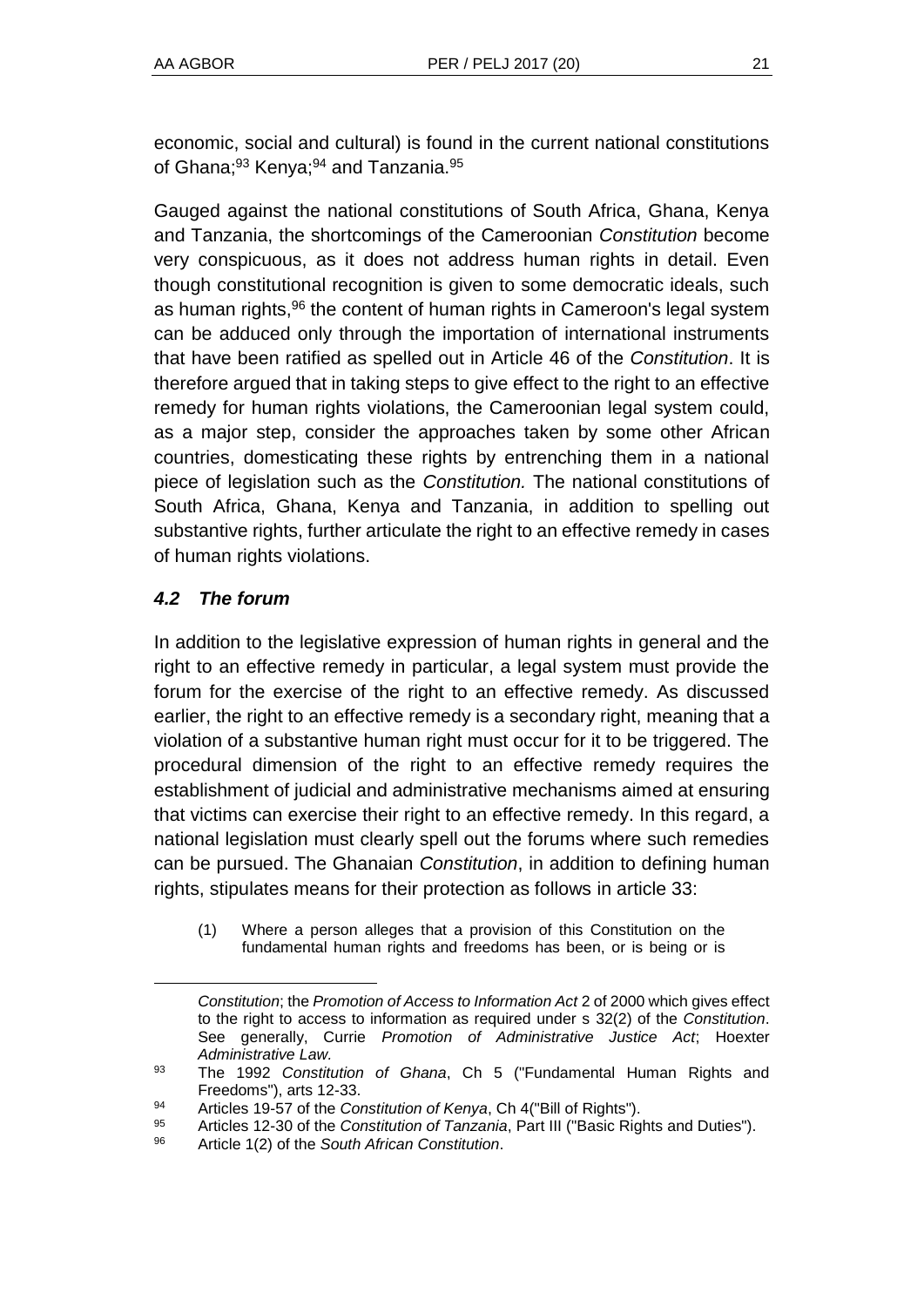economic, social and cultural) is found in the current national constitutions of Ghana;[93] Kenya;[94] and Tanzania.[95]

Gauged against the national constitutions of South Africa, Ghana, Kenya and Tanzania, the shortcomings of the Cameroonian *Constitution* become very conspicuous, as it does not address human rights in detail. Even though constitutional recognition is given to some democratic ideals, such as human rights,[96] the content of human rights in Cameroon's legal system can be adduced only through the importation of international instruments that have been ratified as spelled out in Article 46 of the *Constitution*. It is therefore argued that in taking steps to give effect to the right to an effective remedy for human rights violations, the Cameroonian legal system could, as a major step, consider the approaches taken by some other African countries, domesticating these rights by entrenching them in a national piece of legislation such as the *Constitution.* The national constitutions of South Africa, Ghana, Kenya and Tanzania, in addition to spelling out substantive rights, further articulate the right to an effective remedy in cases of human rights violations.

### *4.2 The forum*

In addition to the legislative expression of human rights in general and the right to an effective remedy in particular, a legal system must provide the forum for the exercise of the right to an effective remedy. As discussed earlier, the right to an effective remedy is a secondary right, meaning that a violation of a substantive human right must occur for it to be triggered. The procedural dimension of the right to an effective remedy requires the establishment of judicial and administrative mechanisms aimed at ensuring that victims can exercise their right to an effective remedy. In this regard, a national legislation must clearly spell out the forums where such remedies can be pursued. The Ghanaian *Constitution*, in addition to defining human rights, stipulates means for their protection as follows in article 33:

> (1) Where a person alleges that a provision of this Constitution on the fundamental human rights and freedoms has been, or is being or is

---

*Constitution*; the *Promotion of Access to Information Act* 2 of 2000 which gives effect to the right to access to information as required under s 32(2) of the *Constitution*. See generally, Currie *Promotion of Administrative Justice Act*; Hoexter *Administrative Law.*

93 The 1992 *Constitution of Ghana*, Ch 5 ("Fundamental Human Rights and Freedoms"), arts 12-33.

94 Articles 19-57 of the *Constitution of Kenya*, Ch 4("Bill of Rights").

95 Articles 12-30 of the *Constitution of Tanzania*, Part III ("Basic Rights and Duties").

96 Article 1(2) of the *South African Constitution*.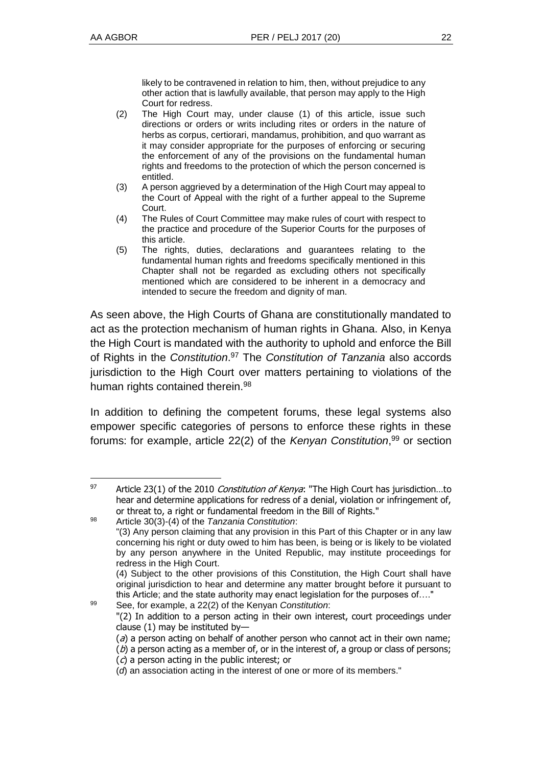likely to be contravened in relation to him, then, without prejudice to any other action that is lawfully available, that person may apply to the High Court for redress.

(2) The High Court may, under clause (1) of this article, issue such directions or orders or writs including rites or orders in the nature of herbs as corpus, certiorari, mandamus, prohibition, and quo warrant as it may consider appropriate for the purposes of enforcing or securing the enforcement of any of the provisions on the fundamental human rights and freedoms to the protection of which the person concerned is entitled.

(3) A person aggrieved by a determination of the High Court may appeal to the Court of Appeal with the right of a further appeal to the Supreme Court.

(4) The Rules of Court Committee may make rules of court with respect to the practice and procedure of the Superior Courts for the purposes of this article.

(5) The rights, duties, declarations and guarantees relating to the fundamental human rights and freedoms specifically mentioned in this Chapter shall not be regarded as excluding others not specifically mentioned which are considered to be inherent in a democracy and intended to secure the freedom and dignity of man.

As seen above, the High Courts of Ghana are constitutionally mandated to act as the protection mechanism of human rights in Ghana. Also, in Kenya the High Court is mandated with the authority to uphold and enforce the Bill of Rights in the *Constitution*.[97] The *Constitution of Tanzania* also accords jurisdiction to the High Court over matters pertaining to violations of the human rights contained therein.[98]

In addition to defining the competent forums, these legal systems also empower specific categories of persons to enforce these rights in these forums: for example, article 22(2) of the *Kenyan Constitution*,[99] or section

---

[97] Article 23(1) of the 2010 *Constitution of Kenya*: "The High Court has jurisdiction…to hear and determine applications for redress of a denial, violation or infringement of, or threat to, a right or fundamental freedom in the Bill of Rights."

[98] Article 30(3)-(4) of the *Tanzania Constitution*:
"(3) Any person claiming that any provision in this Part of this Chapter or in any law concerning his right or duty owed to him has been, is being or is likely to be violated by any person anywhere in the United Republic, may institute proceedings for redress in the High Court.
(4) Subject to the other provisions of this Constitution, the High Court shall have original jurisdiction to hear and determine any matter brought before it pursuant to this Article; and the state authority may enact legislation for the purposes of…."

[99] See, for example, a 22(2) of the Kenyan *Constitution*:
"(2) In addition to a person acting in their own interest, court proceedings under clause (1) may be instituted by—
(*a*) a person acting on behalf of another person who cannot act in their own name;
(*b*) a person acting as a member of, or in the interest of, a group or class of persons;
(*c*) a person acting in the public interest; or
(*d*) an association acting in the interest of one or more of its members."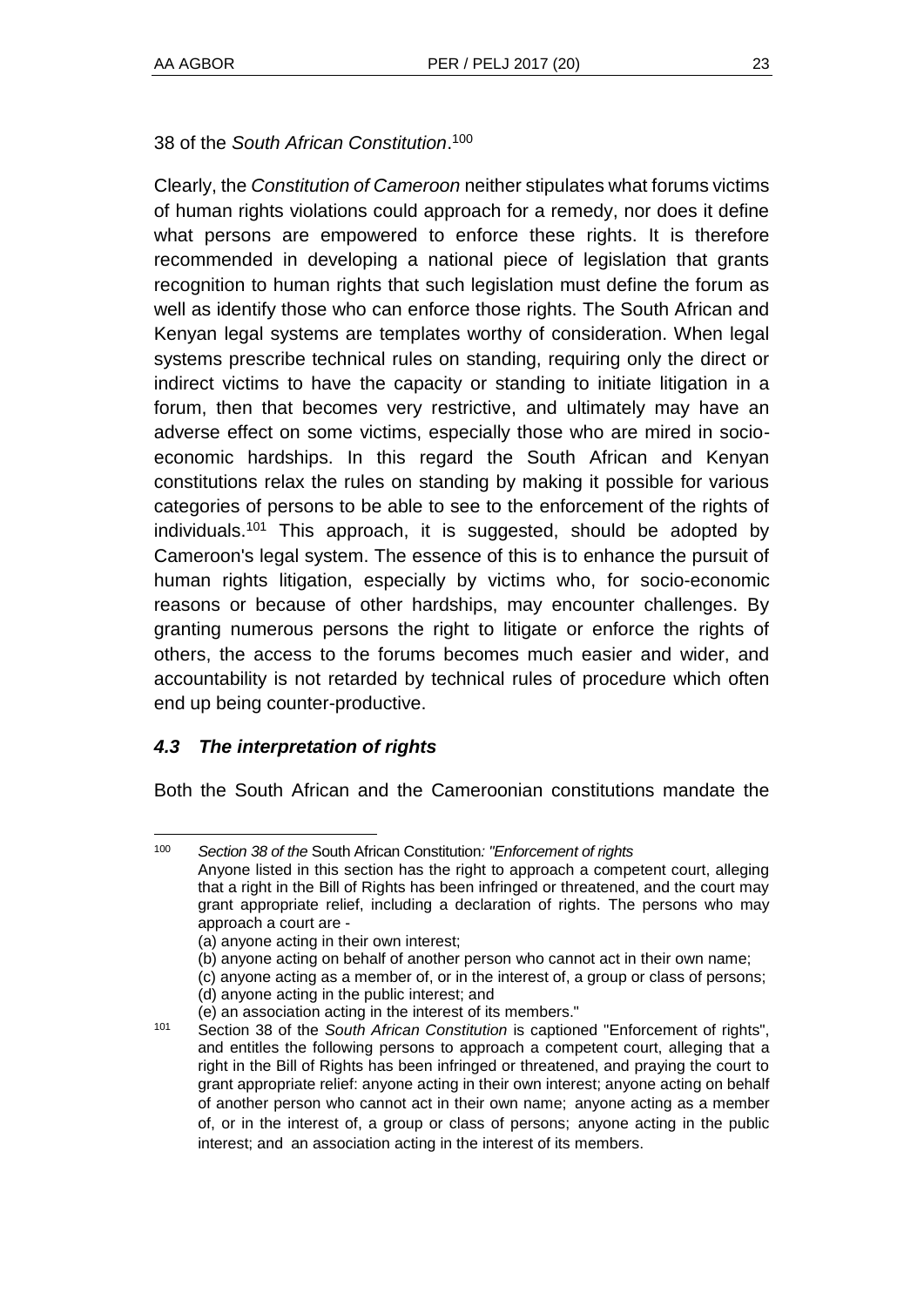38 of the *South African Constitution*.[100]

Clearly, the *Constitution of Cameroon* neither stipulates what forums victims of human rights violations could approach for a remedy, nor does it define what persons are empowered to enforce these rights. It is therefore recommended in developing a national piece of legislation that grants recognition to human rights that such legislation must define the forum as well as identify those who can enforce those rights. The South African and Kenyan legal systems are templates worthy of consideration. When legal systems prescribe technical rules on standing, requiring only the direct or indirect victims to have the capacity or standing to initiate litigation in a forum, then that becomes very restrictive, and ultimately may have an adverse effect on some victims, especially those who are mired in socio-economic hardships. In this regard the South African and Kenyan constitutions relax the rules on standing by making it possible for various categories of persons to be able to see to the enforcement of the rights of individuals.[101] This approach, it is suggested, should be adopted by Cameroon's legal system. The essence of this is to enhance the pursuit of human rights litigation, especially by victims who, for socio-economic reasons or because of other hardships, may encounter challenges. By granting numerous persons the right to litigate or enforce the rights of others, the access to the forums becomes much easier and wider, and accountability is not retarded by technical rules of procedure which often end up being counter-productive.

### *4.3 The interpretation of rights*

Both the South African and the Cameroonian constitutions mandate the

---

[100] *Section 38 of the* South African Constitution*: "Enforcement of rights*
Anyone listed in this section has the right to approach a competent court, alleging that a right in the Bill of Rights has been infringed or threatened, and the court may grant appropriate relief, including a declaration of rights. The persons who may approach a court are -
(a) anyone acting in their own interest;
(b) anyone acting on behalf of another person who cannot act in their own name;
(c) anyone acting as a member of, or in the interest of, a group or class of persons;
(d) anyone acting in the public interest; and
(e) an association acting in the interest of its members."

[101] Section 38 of the *South African Constitution* is captioned "Enforcement of rights", and entitles the following persons to approach a competent court, alleging that a right in the Bill of Rights has been infringed or threatened, and praying the court to grant appropriate relief: anyone acting in their own interest; anyone acting on behalf of another person who cannot act in their own name; anyone acting as a member of, or in the interest of, a group or class of persons; anyone acting in the public interest; and an association acting in the interest of its members.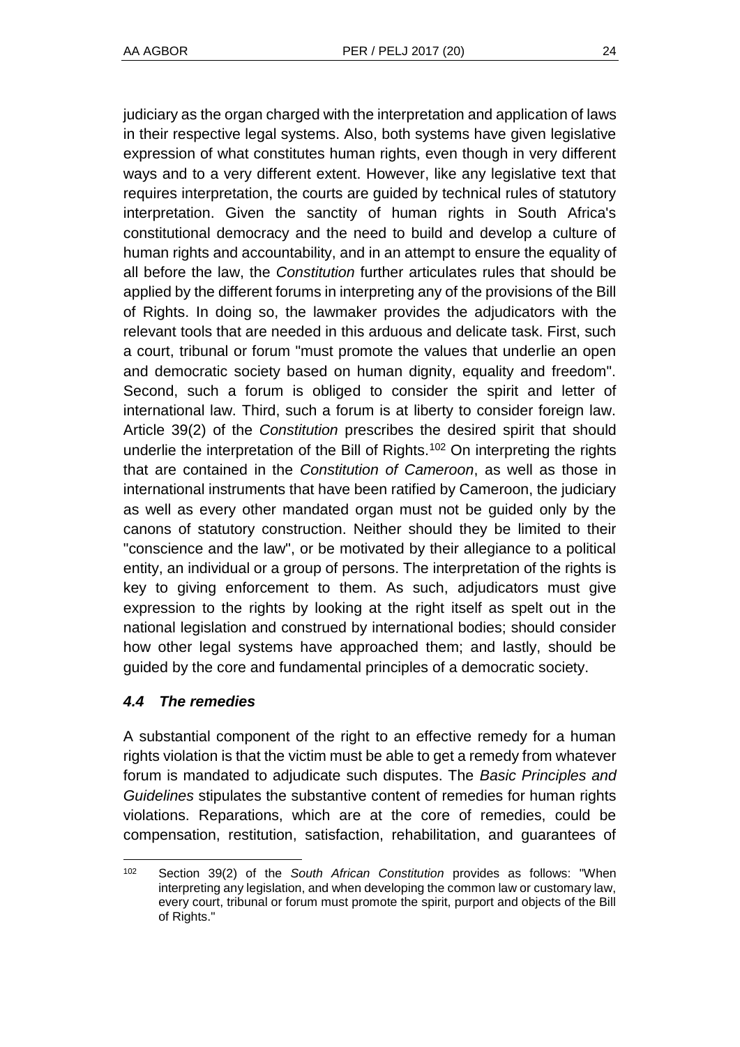judiciary as the organ charged with the interpretation and application of laws in their respective legal systems. Also, both systems have given legislative expression of what constitutes human rights, even though in very different ways and to a very different extent. However, like any legislative text that requires interpretation, the courts are guided by technical rules of statutory interpretation. Given the sanctity of human rights in South Africa's constitutional democracy and the need to build and develop a culture of human rights and accountability, and in an attempt to ensure the equality of all before the law, the *Constitution* further articulates rules that should be applied by the different forums in interpreting any of the provisions of the Bill of Rights. In doing so, the lawmaker provides the adjudicators with the relevant tools that are needed in this arduous and delicate task. First, such a court, tribunal or forum "must promote the values that underlie an open and democratic society based on human dignity, equality and freedom". Second, such a forum is obliged to consider the spirit and letter of international law. Third, such a forum is at liberty to consider foreign law. Article 39(2) of the *Constitution* prescribes the desired spirit that should underlie the interpretation of the Bill of Rights.[102] On interpreting the rights that are contained in the *Constitution of Cameroon*, as well as those in international instruments that have been ratified by Cameroon, the judiciary as well as every other mandated organ must not be guided only by the canons of statutory construction. Neither should they be limited to their "conscience and the law", or be motivated by their allegiance to a political entity, an individual or a group of persons. The interpretation of the rights is key to giving enforcement to them. As such, adjudicators must give expression to the rights by looking at the right itself as spelt out in the national legislation and construed by international bodies; should consider how other legal systems have approached them; and lastly, should be guided by the core and fundamental principles of a democratic society.

### *4.4 The remedies*

A substantial component of the right to an effective remedy for a human rights violation is that the victim must be able to get a remedy from whatever forum is mandated to adjudicate such disputes. The *Basic Principles and Guidelines* stipulates the substantive content of remedies for human rights violations. Reparations, which are at the core of remedies, could be compensation, restitution, satisfaction, rehabilitation, and guarantees of

---

[102] Section 39(2) of the *South African Constitution* provides as follows: "When interpreting any legislation, and when developing the common law or customary law, every court, tribunal or forum must promote the spirit, purport and objects of the Bill of Rights."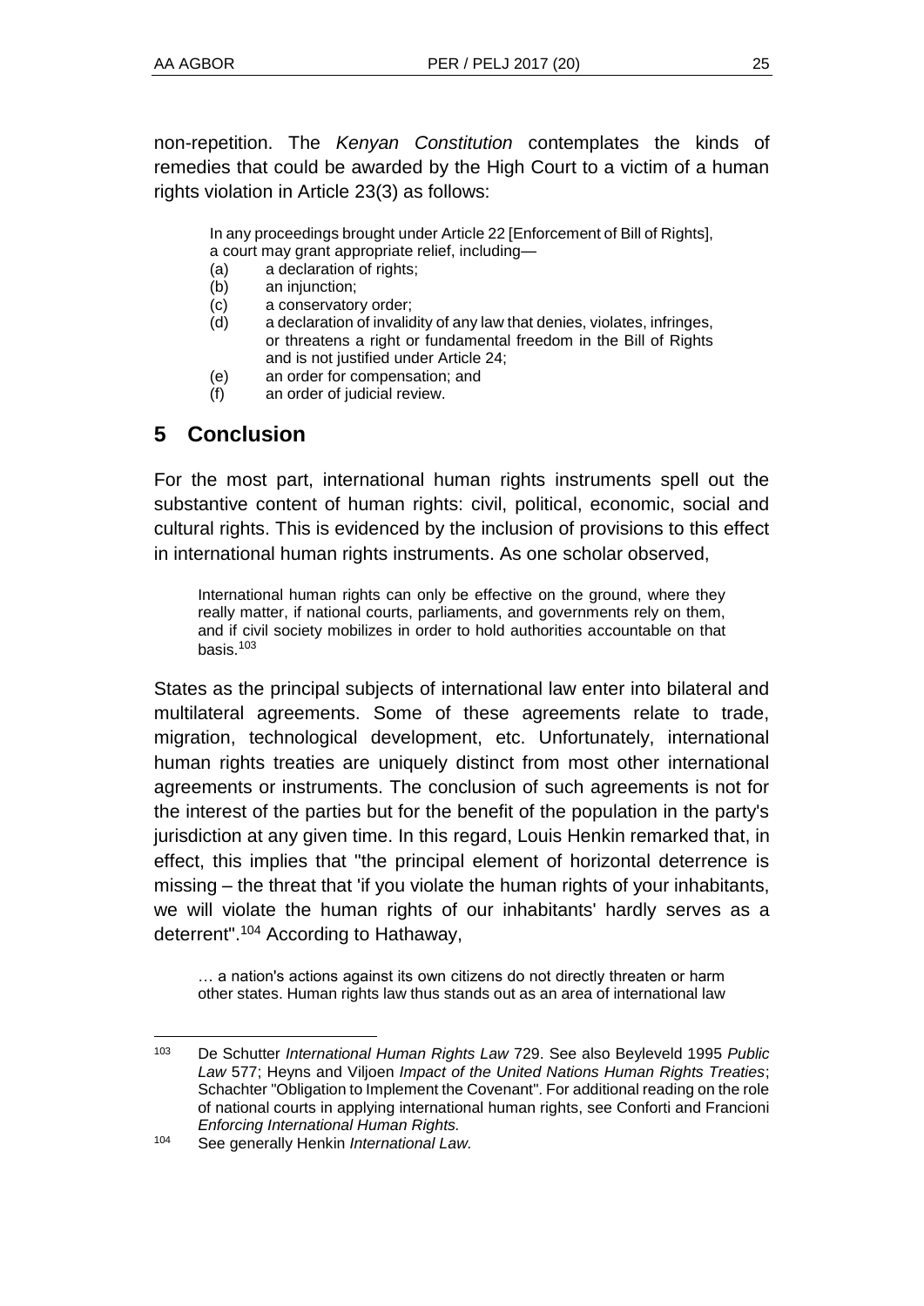non-repetition. The *Kenyan Constitution* contemplates the kinds of remedies that could be awarded by the High Court to a victim of a human rights violation in Article 23(3) as follows:

> In any proceedings brought under Article 22 [Enforcement of Bill of Rights], a court may grant appropriate relief, including—
>
> (a) a declaration of rights;
> (b) an injunction;
> (c) a conservatory order;
> (d) a declaration of invalidity of any law that denies, violates, infringes, or threatens a right or fundamental freedom in the Bill of Rights and is not justified under Article 24;
> (e) an order for compensation; and
> (f) an order of judicial review.

## 5 Conclusion

For the most part, international human rights instruments spell out the substantive content of human rights: civil, political, economic, social and cultural rights. This is evidenced by the inclusion of provisions to this effect in international human rights instruments. As one scholar observed,

> International human rights can only be effective on the ground, where they really matter, if national courts, parliaments, and governments rely on them, and if civil society mobilizes in order to hold authorities accountable on that basis.[103]

States as the principal subjects of international law enter into bilateral and multilateral agreements. Some of these agreements relate to trade, migration, technological development, etc. Unfortunately, international human rights treaties are uniquely distinct from most other international agreements or instruments. The conclusion of such agreements is not for the interest of the parties but for the benefit of the population in the party's jurisdiction at any given time. In this regard, Louis Henkin remarked that, in effect, this implies that "the principal element of horizontal deterrence is missing – the threat that 'if you violate the human rights of your inhabitants, we will violate the human rights of our inhabitants' hardly serves as a deterrent".[104] According to Hathaway,

> … a nation's actions against its own citizens do not directly threaten or harm other states. Human rights law thus stands out as an area of international law

---

[103] De Schutter *International Human Rights Law* 729. See also Beyleveld 1995 *Public Law* 577; Heyns and Viljoen *Impact of the United Nations Human Rights Treaties*; Schachter "Obligation to Implement the Covenant". For additional reading on the role of national courts in applying international human rights, see Conforti and Francioni *Enforcing International Human Rights.*

[104] See generally Henkin *International Law.*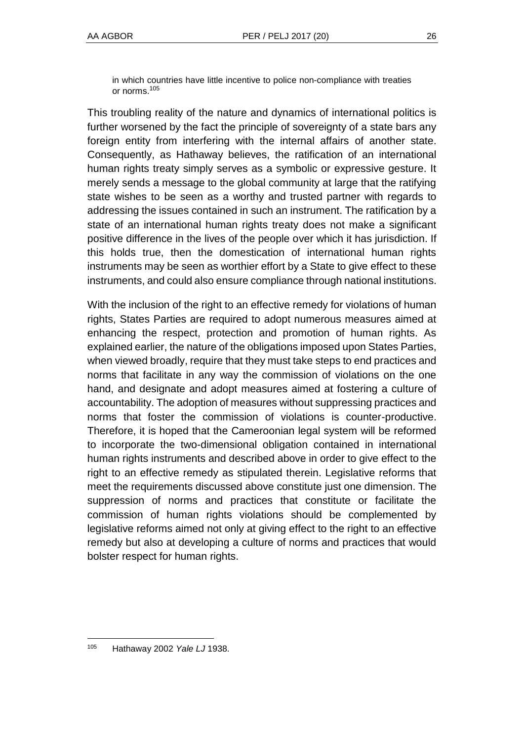> in which countries have little incentive to police non-compliance with treaties or norms.[105]

This troubling reality of the nature and dynamics of international politics is further worsened by the fact the principle of sovereignty of a state bars any foreign entity from interfering with the internal affairs of another state. Consequently, as Hathaway believes, the ratification of an international human rights treaty simply serves as a symbolic or expressive gesture. It merely sends a message to the global community at large that the ratifying state wishes to be seen as a worthy and trusted partner with regards to addressing the issues contained in such an instrument. The ratification by a state of an international human rights treaty does not make a significant positive difference in the lives of the people over which it has jurisdiction. If this holds true, then the domestication of international human rights instruments may be seen as worthier effort by a State to give effect to these instruments, and could also ensure compliance through national institutions.

With the inclusion of the right to an effective remedy for violations of human rights, States Parties are required to adopt numerous measures aimed at enhancing the respect, protection and promotion of human rights. As explained earlier, the nature of the obligations imposed upon States Parties, when viewed broadly, require that they must take steps to end practices and norms that facilitate in any way the commission of violations on the one hand, and designate and adopt measures aimed at fostering a culture of accountability. The adoption of measures without suppressing practices and norms that foster the commission of violations is counter-productive. Therefore, it is hoped that the Cameroonian legal system will be reformed to incorporate the two-dimensional obligation contained in international human rights instruments and described above in order to give effect to the right to an effective remedy as stipulated therein. Legislative reforms that meet the requirements discussed above constitute just one dimension. The suppression of norms and practices that constitute or facilitate the commission of human rights violations should be complemented by legislative reforms aimed not only at giving effect to the right to an effective remedy but also at developing a culture of norms and practices that would bolster respect for human rights.

---

[105] Hathaway 2002 *Yale LJ* 1938.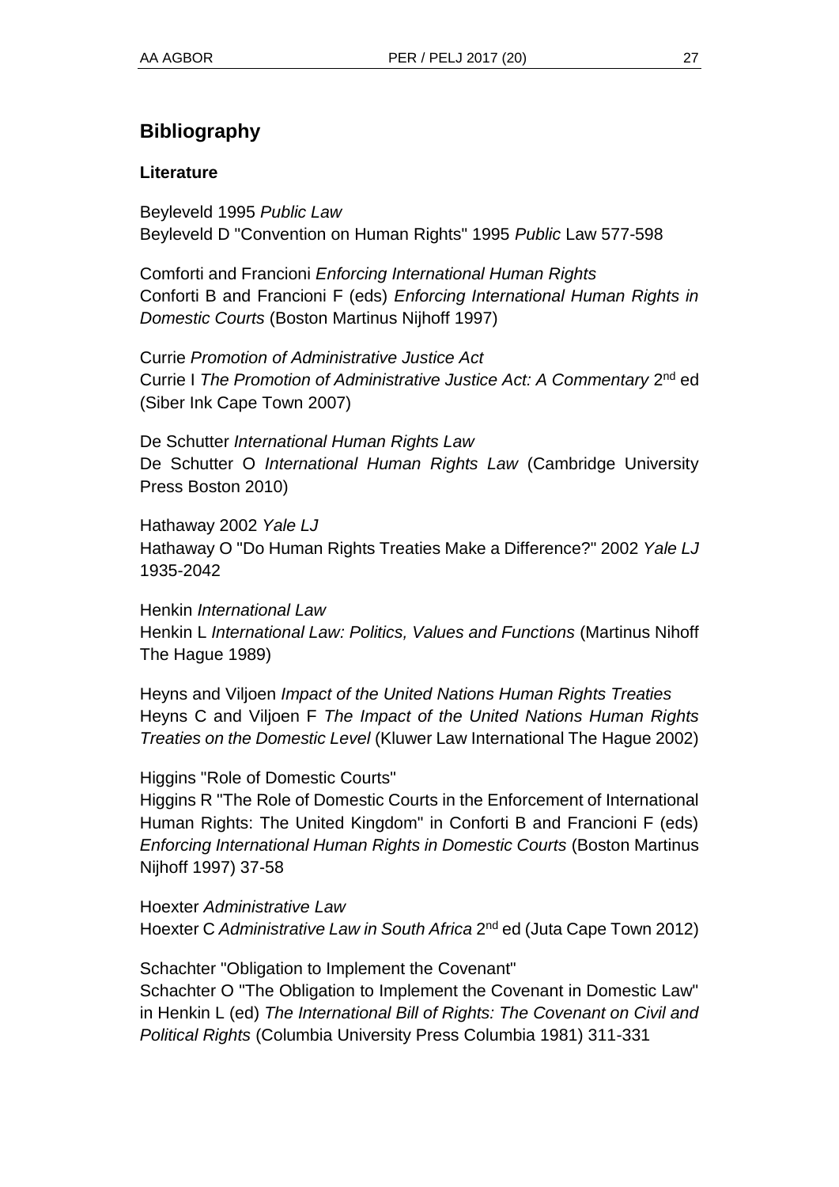## Bibliography

### Literature

Beyleveld 1995 *Public Law*
Beyleveld D "Convention on Human Rights" 1995 *Public* Law 577-598

Comforti and Francioni *Enforcing International Human Rights*
Conforti B and Francioni F (eds) *Enforcing International Human Rights in Domestic Courts* (Boston Martinus Nijhoff 1997)

Currie *Promotion of Administrative Justice Act*
Currie I *The Promotion of Administrative Justice Act: A Commentary* 2nd ed (Siber Ink Cape Town 2007)

De Schutter *International Human Rights Law*
De Schutter O *International Human Rights Law* (Cambridge University Press Boston 2010)

Hathaway 2002 *Yale LJ*
Hathaway O "Do Human Rights Treaties Make a Difference?" 2002 *Yale LJ* 1935-2042

Henkin *International Law*
Henkin L *International Law: Politics, Values and Functions* (Martinus Nihoff The Hague 1989)

Heyns and Viljoen *Impact of the United Nations Human Rights Treaties*
Heyns C and Viljoen F *The Impact of the United Nations Human Rights Treaties on the Domestic Level* (Kluwer Law International The Hague 2002)

Higgins "Role of Domestic Courts"
Higgins R "The Role of Domestic Courts in the Enforcement of International Human Rights: The United Kingdom" in Conforti B and Francioni F (eds) *Enforcing International Human Rights in Domestic Courts* (Boston Martinus Nijhoff 1997) 37-58

Hoexter *Administrative Law*
Hoexter C *Administrative Law in South Africa* 2nd ed (Juta Cape Town 2012)

Schachter "Obligation to Implement the Covenant"
Schachter O "The Obligation to Implement the Covenant in Domestic Law" in Henkin L (ed) *The International Bill of Rights: The Covenant on Civil and Political Rights* (Columbia University Press Columbia 1981) 311-331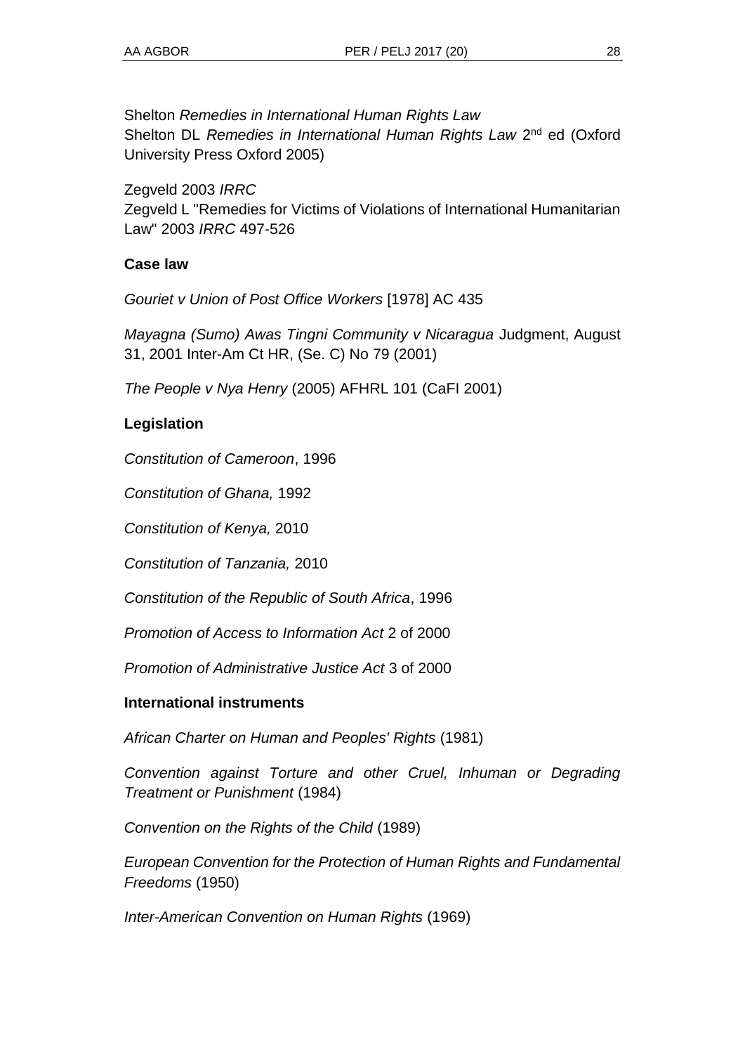Shelton *Remedies in International Human Rights Law*
Shelton DL *Remedies in International Human Rights Law* 2nd ed (Oxford University Press Oxford 2005)

Zegveld 2003 *IRRC*
Zegveld L "Remedies for Victims of Violations of International Humanitarian Law" 2003 *IRRC* 497-526

**Case law**

*Gouriet v Union of Post Office Workers* [1978] AC 435

*Mayagna (Sumo) Awas Tingni Community v Nicaragua* Judgment, August 31, 2001 Inter-Am Ct HR, (Se. C) No 79 (2001)

*The People v Nya Henry* (2005) AFHRL 101 (CaFI 2001)

**Legislation**

*Constitution of Cameroon*, 1996

*Constitution of Ghana,* 1992

*Constitution of Kenya,* 2010

*Constitution of Tanzania,* 2010

*Constitution of the Republic of South Africa*, 1996

*Promotion of Access to Information Act* 2 of 2000

*Promotion of Administrative Justice Act* 3 of 2000

**International instruments**

*African Charter on Human and Peoples' Rights* (1981)

*Convention against Torture and other Cruel, Inhuman or Degrading Treatment or Punishment* (1984)

*Convention on the Rights of the Child* (1989)

*European Convention for the Protection of Human Rights and Fundamental Freedoms* (1950)

*Inter-American Convention on Human Rights* (1969)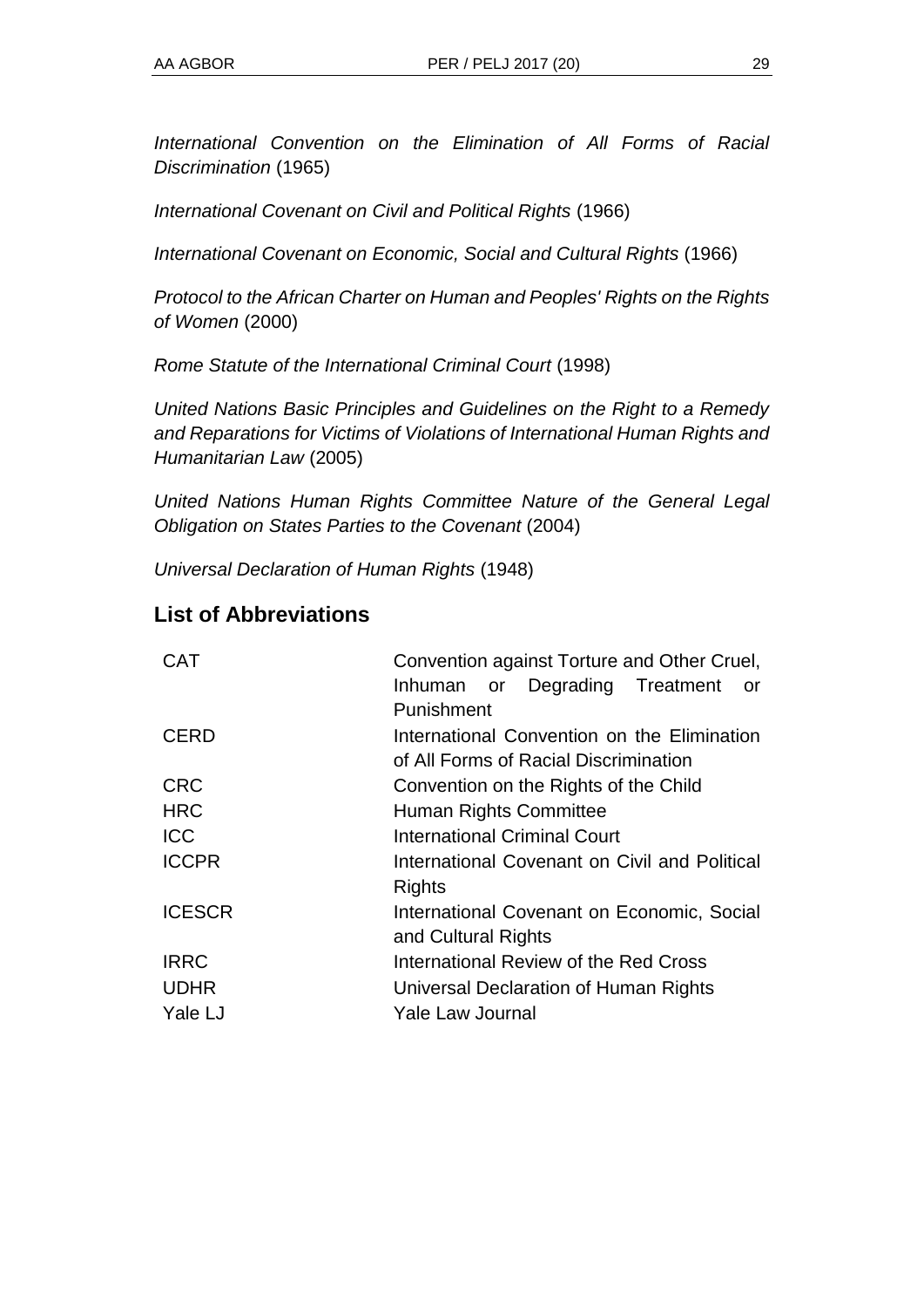*International Convention on the Elimination of All Forms of Racial Discrimination* (1965)

*International Covenant on Civil and Political Rights* (1966)

*International Covenant on Economic, Social and Cultural Rights* (1966)

*Protocol to the African Charter on Human and Peoples' Rights on the Rights of Women* (2000)

*Rome Statute of the International Criminal Court* (1998)

*United Nations Basic Principles and Guidelines on the Right to a Remedy and Reparations for Victims of Violations of International Human Rights and Humanitarian Law* (2005)

*United Nations Human Rights Committee Nature of the General Legal Obligation on States Parties to the Covenant* (2004)

*Universal Declaration of Human Rights* (1948)

## List of Abbreviations

| | |
|---|---|
| CAT | Convention against Torture and Other Cruel, Inhuman or Degrading Treatment or Punishment |
| CERD | International Convention on the Elimination of All Forms of Racial Discrimination |
| CRC | Convention on the Rights of the Child |
| HRC | Human Rights Committee |
| ICC | International Criminal Court |
| ICCPR | International Covenant on Civil and Political Rights |
| ICESCR | International Covenant on Economic, Social and Cultural Rights |
| IRRC | International Review of the Red Cross |
| UDHR | Universal Declaration of Human Rights |
| Yale LJ | Yale Law Journal |